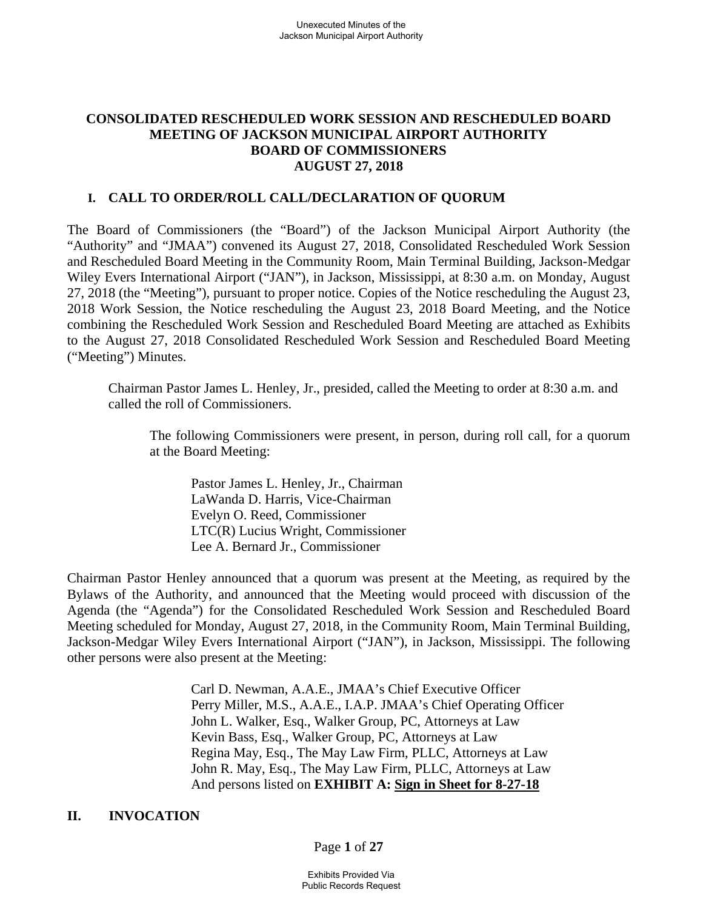# CONSOLIDATED RESCHEDULED WORK SESSION AND RESCHEDULED BOARD MEETING OF JACKSON MUNICIPAL AIRPORT AUTHORITY BOARD OF COMMISSIONERS AUGUST 27, 2018

## I. CALL TO ORDER/ROLL CALL/DECLARATION OF QUORUM

The Board of Commissioners (the "Board") of the Jackson Municipal Airport Authority (the "Authority" and "JMAA") convened its August 27, 2018, Consolidated Rescheduled Work Session and Rescheduled Board Meeting in the Community Room, Main Terminal Building, Jackson-Medgar Wiley Evers International Airport ("JAN"), in Jackson, Mississippi, at 8:30 a.m. on Monday, August 27, 2018 (the "Meeting"), pursuant to proper notice. Copies of the Notice rescheduling the August 23, 2018 Work Session, the Notice rescheduling the August 23, 2018 Board Meeting, and the Notice combining the Rescheduled Work Session and Rescheduled Board Meeting are attached as Exhibits to the August 27, 2018 Consolidated Rescheduled Work Session and Rescheduled Board Meeting ("Meeting") Minutes.

> Chairman Pastor James L. Henley, Jr., presided, called the Meeting to order at 8:30 a.m. and called the roll of Commissioners.
>
> > The following Commissioners were present, in person, during roll call, for a quorum at the Board Meeting:
> >
> > > Pastor James L. Henley, Jr., Chairman
> > > LaWanda D. Harris, Vice-Chairman
> > > Evelyn O. Reed, Commissioner
> > > LTC(R) Lucius Wright, Commissioner
> > > Lee A. Bernard Jr., Commissioner

Chairman Pastor Henley announced that a quorum was present at the Meeting, as required by the Bylaws of the Authority, and announced that the Meeting would proceed with discussion of the Agenda (the "Agenda") for the Consolidated Rescheduled Work Session and Rescheduled Board Meeting scheduled for Monday, August 27, 2018, in the Community Room, Main Terminal Building, Jackson-Medgar Wiley Evers International Airport ("JAN"), in Jackson, Mississippi. The following other persons were also present at the Meeting:

> Carl D. Newman, A.A.E., JMAA's Chief Executive Officer
> Perry Miller, M.S., A.A.E., I.A.P. JMAA's Chief Operating Officer
> John L. Walker, Esq., Walker Group, PC, Attorneys at Law
> Kevin Bass, Esq., Walker Group, PC, Attorneys at Law
> Regina May, Esq., The May Law Firm, PLLC, Attorneys at Law
> John R. May, Esq., The May Law Firm, PLLC, Attorneys at Law
> And persons listed on **EXHIBIT A: <u>Sign in Sheet for 8-27-18</u>**

## II. INVOCATION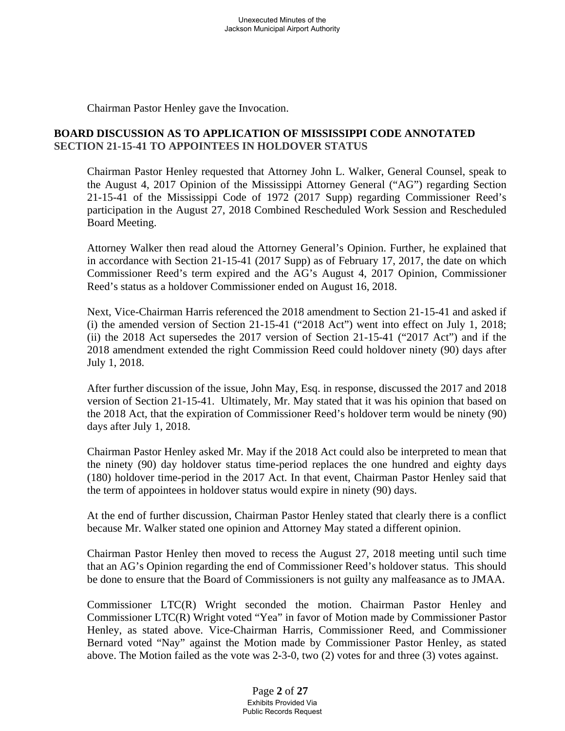Chairman Pastor Henley gave the Invocation.

**BOARD DISCUSSION AS TO APPLICATION OF MISSISSIPPI CODE ANNOTATED SECTION 21-15-41 TO APPOINTEES IN HOLDOVER STATUS**

Chairman Pastor Henley requested that Attorney John L. Walker, General Counsel, speak to the August 4, 2017 Opinion of the Mississippi Attorney General ("AG") regarding Section 21-15-41 of the Mississippi Code of 1972 (2017 Supp) regarding Commissioner Reed's participation in the August 27, 2018 Combined Rescheduled Work Session and Rescheduled Board Meeting.

Attorney Walker then read aloud the Attorney General's Opinion. Further, he explained that in accordance with Section 21-15-41 (2017 Supp) as of February 17, 2017, the date on which Commissioner Reed's term expired and the AG's August 4, 2017 Opinion, Commissioner Reed's status as a holdover Commissioner ended on August 16, 2018.

Next, Vice-Chairman Harris referenced the 2018 amendment to Section 21-15-41 and asked if (i) the amended version of Section 21-15-41 ("2018 Act") went into effect on July 1, 2018; (ii) the 2018 Act supersedes the 2017 version of Section 21-15-41 ("2017 Act") and if the 2018 amendment extended the right Commission Reed could holdover ninety (90) days after July 1, 2018.

After further discussion of the issue, John May, Esq. in response, discussed the 2017 and 2018 version of Section 21-15-41. Ultimately, Mr. May stated that it was his opinion that based on the 2018 Act, that the expiration of Commissioner Reed's holdover term would be ninety (90) days after July 1, 2018.

Chairman Pastor Henley asked Mr. May if the 2018 Act could also be interpreted to mean that the ninety (90) day holdover status time-period replaces the one hundred and eighty days (180) holdover time-period in the 2017 Act. In that event, Chairman Pastor Henley said that the term of appointees in holdover status would expire in ninety (90) days.

At the end of further discussion, Chairman Pastor Henley stated that clearly there is a conflict because Mr. Walker stated one opinion and Attorney May stated a different opinion.

Chairman Pastor Henley then moved to recess the August 27, 2018 meeting until such time that an AG's Opinion regarding the end of Commissioner Reed's holdover status. This should be done to ensure that the Board of Commissioners is not guilty any malfeasance as to JMAA.

Commissioner LTC(R) Wright seconded the motion. Chairman Pastor Henley and Commissioner LTC(R) Wright voted "Yea" in favor of Motion made by Commissioner Pastor Henley, as stated above. Vice-Chairman Harris, Commissioner Reed, and Commissioner Bernard voted "Nay" against the Motion made by Commissioner Pastor Henley, as stated above. The Motion failed as the vote was 2-3-0, two (2) votes for and three (3) votes against.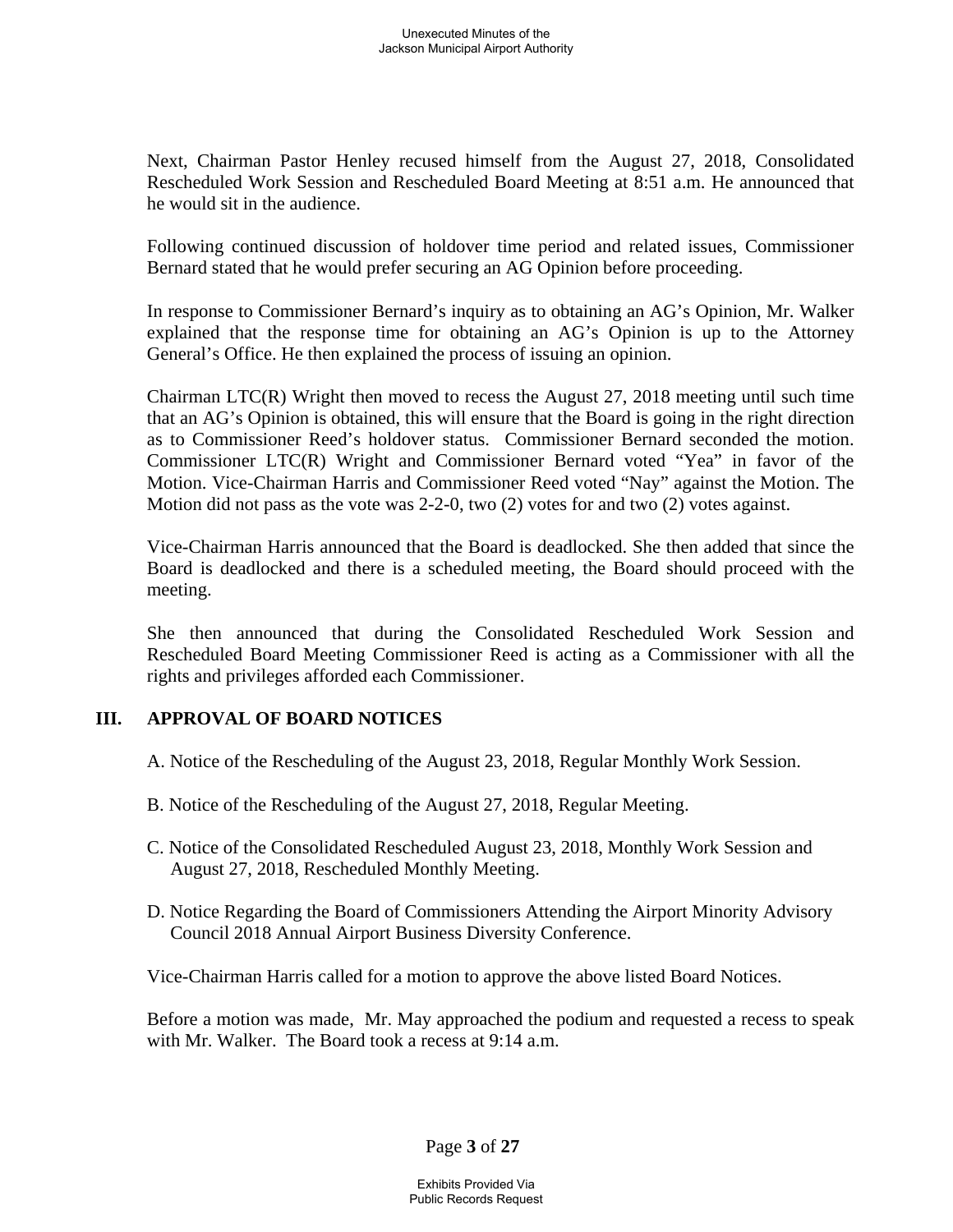Next, Chairman Pastor Henley recused himself from the August 27, 2018, Consolidated Rescheduled Work Session and Rescheduled Board Meeting at 8:51 a.m. He announced that he would sit in the audience.

Following continued discussion of holdover time period and related issues, Commissioner Bernard stated that he would prefer securing an AG Opinion before proceeding.

In response to Commissioner Bernard's inquiry as to obtaining an AG's Opinion, Mr. Walker explained that the response time for obtaining an AG's Opinion is up to the Attorney General's Office. He then explained the process of issuing an opinion.

Chairman LTC(R) Wright then moved to recess the August 27, 2018 meeting until such time that an AG's Opinion is obtained, this will ensure that the Board is going in the right direction as to Commissioner Reed's holdover status. Commissioner Bernard seconded the motion. Commissioner LTC(R) Wright and Commissioner Bernard voted "Yea" in favor of the Motion. Vice-Chairman Harris and Commissioner Reed voted "Nay" against the Motion. The Motion did not pass as the vote was 2-2-0, two (2) votes for and two (2) votes against.

Vice-Chairman Harris announced that the Board is deadlocked. She then added that since the Board is deadlocked and there is a scheduled meeting, the Board should proceed with the meeting.

She then announced that during the Consolidated Rescheduled Work Session and Rescheduled Board Meeting Commissioner Reed is acting as a Commissioner with all the rights and privileges afforded each Commissioner.

## III. APPROVAL OF BOARD NOTICES

A. Notice of the Rescheduling of the August 23, 2018, Regular Monthly Work Session.

B. Notice of the Rescheduling of the August 27, 2018, Regular Meeting.

C. Notice of the Consolidated Rescheduled August 23, 2018, Monthly Work Session and August 27, 2018, Rescheduled Monthly Meeting.

D. Notice Regarding the Board of Commissioners Attending the Airport Minority Advisory Council 2018 Annual Airport Business Diversity Conference.

Vice-Chairman Harris called for a motion to approve the above listed Board Notices.

Before a motion was made, Mr. May approached the podium and requested a recess to speak with Mr. Walker. The Board took a recess at 9:14 a.m.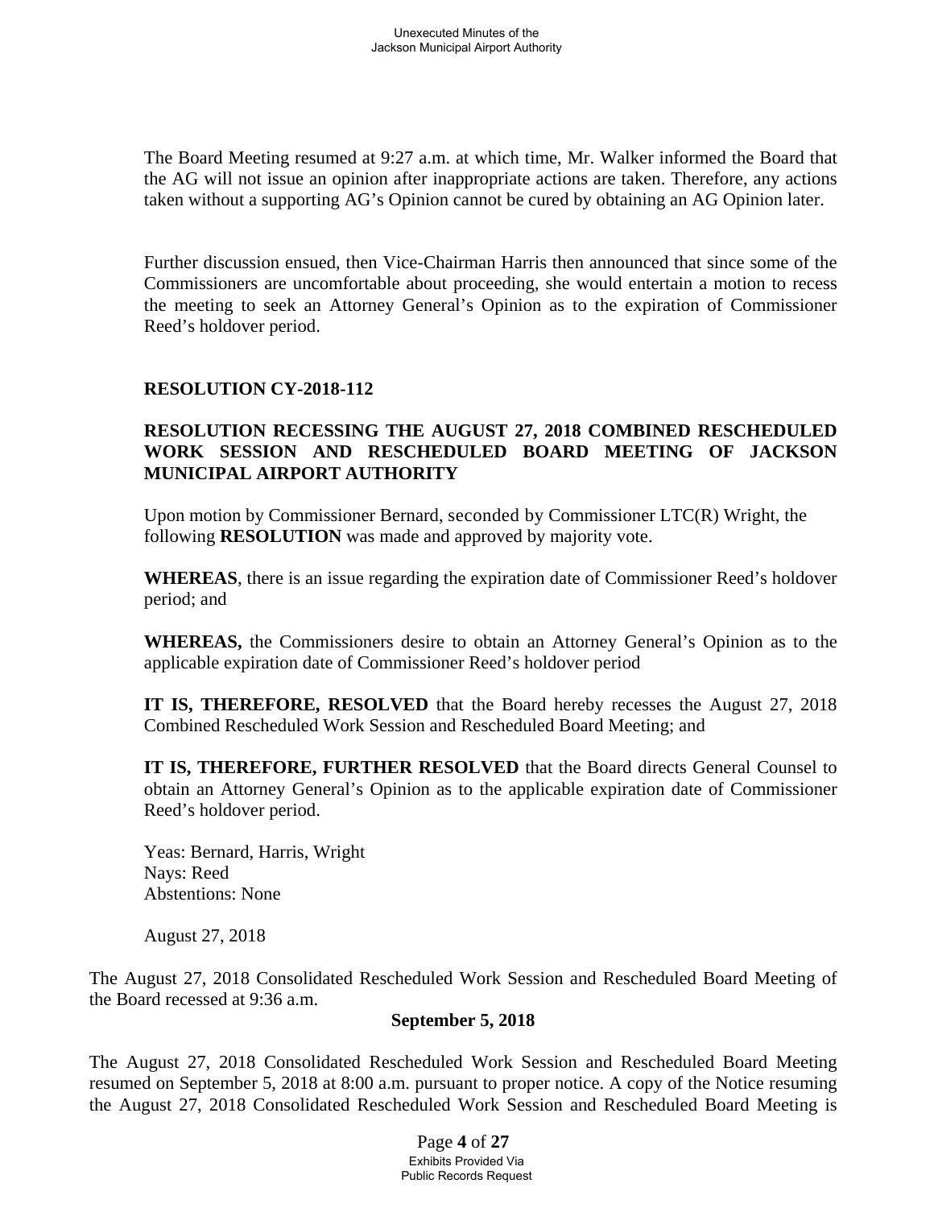The Board Meeting resumed at 9:27 a.m. at which time, Mr. Walker informed the Board that the AG will not issue an opinion after inappropriate actions are taken. Therefore, any actions taken without a supporting AG's Opinion cannot be cured by obtaining an AG Opinion later.

Further discussion ensued, then Vice-Chairman Harris then announced that since some of the Commissioners are uncomfortable about proceeding, she would entertain a motion to recess the meeting to seek an Attorney General's Opinion as to the expiration of Commissioner Reed's holdover period.

**RESOLUTION CY-2018-112**

**RESOLUTION RECESSING THE AUGUST 27, 2018 COMBINED RESCHEDULED WORK SESSION AND RESCHEDULED BOARD MEETING OF JACKSON MUNICIPAL AIRPORT AUTHORITY**

Upon motion by Commissioner Bernard, seconded by Commissioner LTC(R) Wright, the following **RESOLUTION** was made and approved by majority vote.

**WHEREAS**, there is an issue regarding the expiration date of Commissioner Reed's holdover period; and

**WHEREAS,** the Commissioners desire to obtain an Attorney General's Opinion as to the applicable expiration date of Commissioner Reed's holdover period

**IT IS, THEREFORE, RESOLVED** that the Board hereby recesses the August 27, 2018 Combined Rescheduled Work Session and Rescheduled Board Meeting; and

**IT IS, THEREFORE, FURTHER RESOLVED** that the Board directs General Counsel to obtain an Attorney General's Opinion as to the applicable expiration date of Commissioner Reed's holdover period.

Yeas: Bernard, Harris, Wright
Nays: Reed
Abstentions: None

August 27, 2018

The August 27, 2018 Consolidated Rescheduled Work Session and Rescheduled Board Meeting of the Board recessed at 9:36 a.m.

**September 5, 2018**

The August 27, 2018 Consolidated Rescheduled Work Session and Rescheduled Board Meeting resumed on September 5, 2018 at 8:00 a.m. pursuant to proper notice. A copy of the Notice resuming the August 27, 2018 Consolidated Rescheduled Work Session and Rescheduled Board Meeting is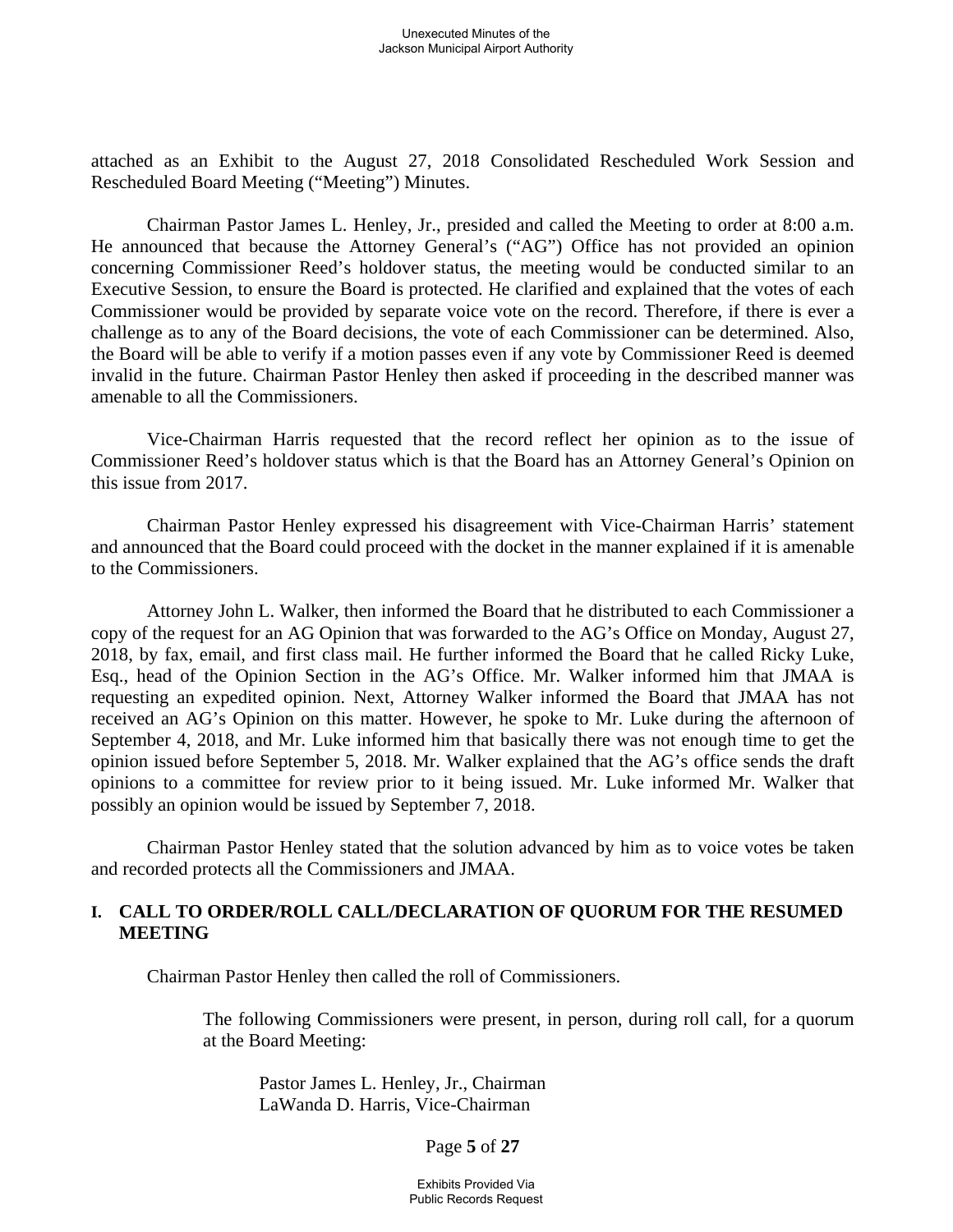attached as an Exhibit to the August 27, 2018 Consolidated Rescheduled Work Session and Rescheduled Board Meeting ("Meeting") Minutes.

Chairman Pastor James L. Henley, Jr., presided and called the Meeting to order at 8:00 a.m. He announced that because the Attorney General's ("AG") Office has not provided an opinion concerning Commissioner Reed's holdover status, the meeting would be conducted similar to an Executive Session, to ensure the Board is protected. He clarified and explained that the votes of each Commissioner would be provided by separate voice vote on the record. Therefore, if there is ever a challenge as to any of the Board decisions, the vote of each Commissioner can be determined. Also, the Board will be able to verify if a motion passes even if any vote by Commissioner Reed is deemed invalid in the future. Chairman Pastor Henley then asked if proceeding in the described manner was amenable to all the Commissioners.

Vice-Chairman Harris requested that the record reflect her opinion as to the issue of Commissioner Reed's holdover status which is that the Board has an Attorney General's Opinion on this issue from 2017.

Chairman Pastor Henley expressed his disagreement with Vice-Chairman Harris' statement and announced that the Board could proceed with the docket in the manner explained if it is amenable to the Commissioners.

Attorney John L. Walker, then informed the Board that he distributed to each Commissioner a copy of the request for an AG Opinion that was forwarded to the AG's Office on Monday, August 27, 2018, by fax, email, and first class mail. He further informed the Board that he called Ricky Luke, Esq., head of the Opinion Section in the AG's Office. Mr. Walker informed him that JMAA is requesting an expedited opinion. Next, Attorney Walker informed the Board that JMAA has not received an AG's Opinion on this matter. However, he spoke to Mr. Luke during the afternoon of September 4, 2018, and Mr. Luke informed him that basically there was not enough time to get the opinion issued before September 5, 2018. Mr. Walker explained that the AG's office sends the draft opinions to a committee for review prior to it being issued. Mr. Luke informed Mr. Walker that possibly an opinion would be issued by September 7, 2018.

Chairman Pastor Henley stated that the solution advanced by him as to voice votes be taken and recorded protects all the Commissioners and JMAA.

## I. CALL TO ORDER/ROLL CALL/DECLARATION OF QUORUM FOR THE RESUMED MEETING

Chairman Pastor Henley then called the roll of Commissioners.

> The following Commissioners were present, in person, during roll call, for a quorum at the Board Meeting:
>
> Pastor James L. Henley, Jr., Chairman
> LaWanda D. Harris, Vice-Chairman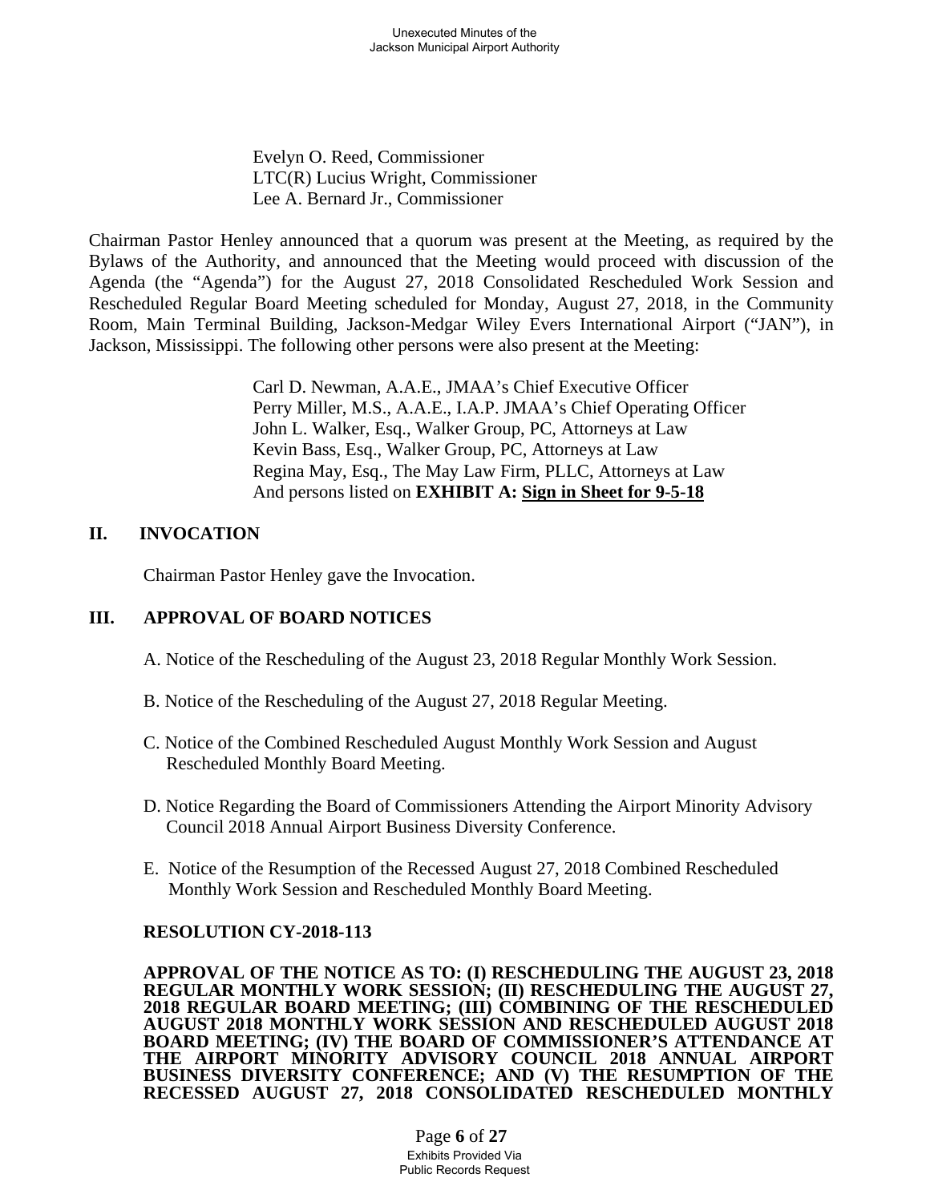Evelyn O. Reed, Commissioner
LTC(R) Lucius Wright, Commissioner
Lee A. Bernard Jr., Commissioner

Chairman Pastor Henley announced that a quorum was present at the Meeting, as required by the Bylaws of the Authority, and announced that the Meeting would proceed with discussion of the Agenda (the "Agenda") for the August 27, 2018 Consolidated Rescheduled Work Session and Rescheduled Regular Board Meeting scheduled for Monday, August 27, 2018, in the Community Room, Main Terminal Building, Jackson-Medgar Wiley Evers International Airport ("JAN"), in Jackson, Mississippi. The following other persons were also present at the Meeting:

Carl D. Newman, A.A.E., JMAA's Chief Executive Officer
Perry Miller, M.S., A.A.E., I.A.P. JMAA's Chief Operating Officer
John L. Walker, Esq., Walker Group, PC, Attorneys at Law
Kevin Bass, Esq., Walker Group, PC, Attorneys at Law
Regina May, Esq., The May Law Firm, PLLC, Attorneys at Law
And persons listed on **EXHIBIT A: Sign in Sheet for 9-5-18**

## II. INVOCATION

Chairman Pastor Henley gave the Invocation.

## III. APPROVAL OF BOARD NOTICES

A. Notice of the Rescheduling of the August 23, 2018 Regular Monthly Work Session.

B. Notice of the Rescheduling of the August 27, 2018 Regular Meeting.

C. Notice of the Combined Rescheduled August Monthly Work Session and August Rescheduled Monthly Board Meeting.

D. Notice Regarding the Board of Commissioners Attending the Airport Minority Advisory Council 2018 Annual Airport Business Diversity Conference.

E. Notice of the Resumption of the Recessed August 27, 2018 Combined Rescheduled Monthly Work Session and Rescheduled Monthly Board Meeting.

**RESOLUTION CY-2018-113**

**APPROVAL OF THE NOTICE AS TO: (I) RESCHEDULING THE AUGUST 23, 2018 REGULAR MONTHLY WORK SESSION; (II) RESCHEDULING THE AUGUST 27, 2018 REGULAR BOARD MEETING; (III) COMBINING OF THE RESCHEDULED AUGUST 2018 MONTHLY WORK SESSION AND RESCHEDULED AUGUST 2018 BOARD MEETING; (IV) THE BOARD OF COMMISSIONER'S ATTENDANCE AT THE AIRPORT MINORITY ADVISORY COUNCIL 2018 ANNUAL AIRPORT BUSINESS DIVERSITY CONFERENCE; AND (V) THE RESUMPTION OF THE RECESSED AUGUST 27, 2018 CONSOLIDATED RESCHEDULED MONTHLY**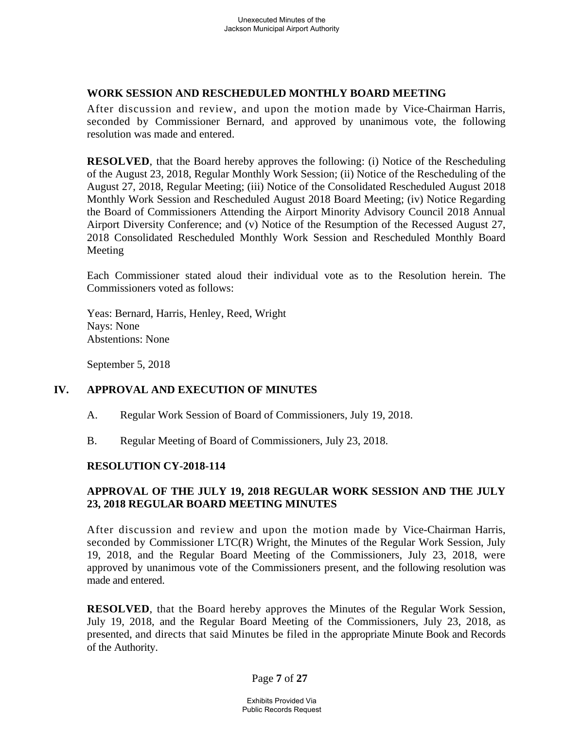**WORK SESSION AND RESCHEDULED MONTHLY BOARD MEETING**

After discussion and review, and upon the motion made by Vice-Chairman Harris, seconded by Commissioner Bernard, and approved by unanimous vote, the following resolution was made and entered.

**RESOLVED**, that the Board hereby approves the following: (i) Notice of the Rescheduling of the August 23, 2018, Regular Monthly Work Session; (ii) Notice of the Rescheduling of the August 27, 2018, Regular Meeting; (iii) Notice of the Consolidated Rescheduled August 2018 Monthly Work Session and Rescheduled August 2018 Board Meeting; (iv) Notice Regarding the Board of Commissioners Attending the Airport Minority Advisory Council 2018 Annual Airport Diversity Conference; and (v) Notice of the Resumption of the Recessed August 27, 2018 Consolidated Rescheduled Monthly Work Session and Rescheduled Monthly Board Meeting

Each Commissioner stated aloud their individual vote as to the Resolution herein. The Commissioners voted as follows:

Yeas: Bernard, Harris, Henley, Reed, Wright
Nays: None
Abstentions: None

September 5, 2018

## IV. APPROVAL AND EXECUTION OF MINUTES

A. Regular Work Session of Board of Commissioners, July 19, 2018.

B. Regular Meeting of Board of Commissioners, July 23, 2018.

**RESOLUTION CY-2018-114**

**APPROVAL OF THE JULY 19, 2018 REGULAR WORK SESSION AND THE JULY 23, 2018 REGULAR BOARD MEETING MINUTES**

After discussion and review and upon the motion made by Vice-Chairman Harris, seconded by Commissioner LTC(R) Wright, the Minutes of the Regular Work Session, July 19, 2018, and the Regular Board Meeting of the Commissioners, July 23, 2018, were approved by unanimous vote of the Commissioners present, and the following resolution was made and entered.

**RESOLVED**, that the Board hereby approves the Minutes of the Regular Work Session, July 19, 2018, and the Regular Board Meeting of the Commissioners, July 23, 2018, as presented, and directs that said Minutes be filed in the appropriate Minute Book and Records of the Authority.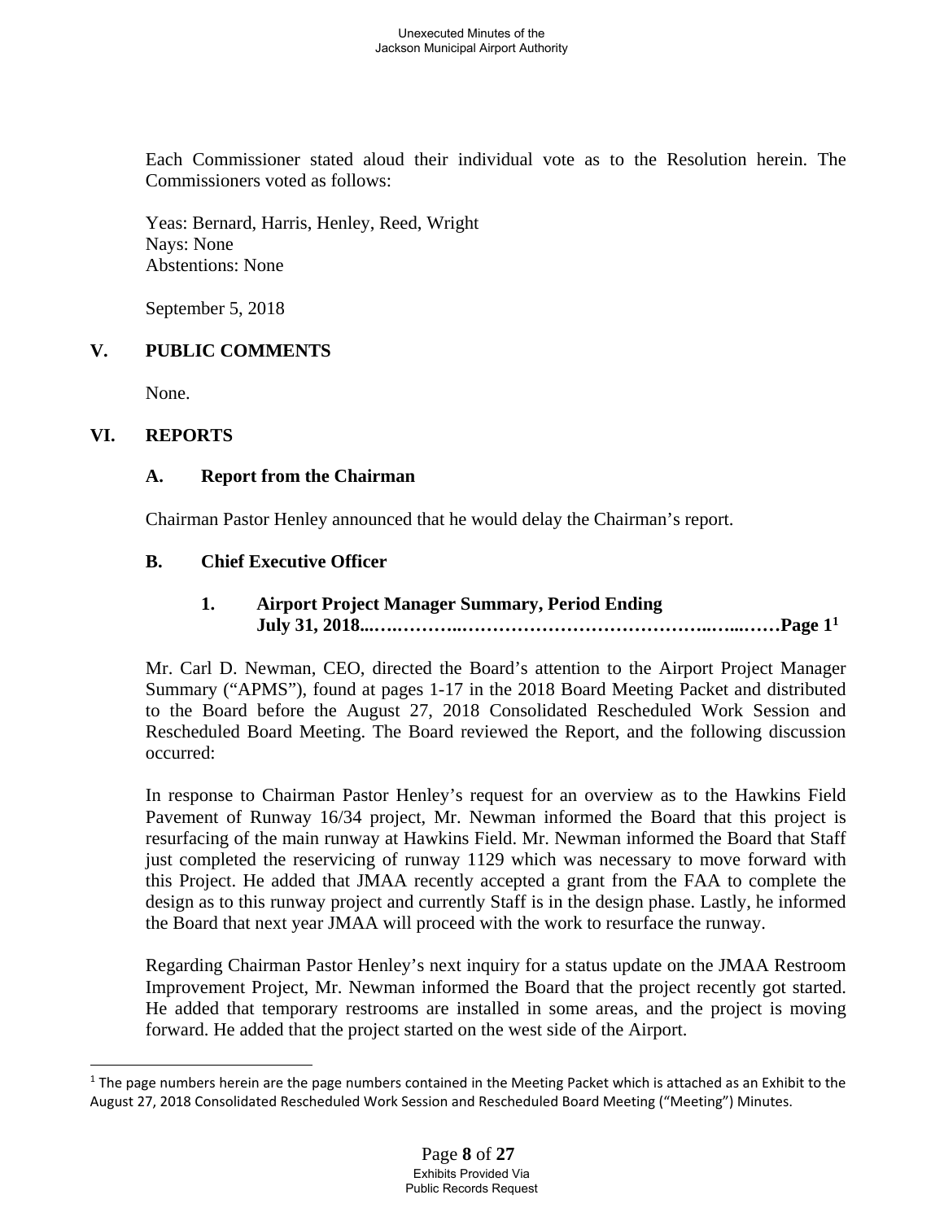Each Commissioner stated aloud their individual vote as to the Resolution herein. The Commissioners voted as follows:

Yeas: Bernard, Harris, Henley, Reed, Wright
Nays: None
Abstentions: None

September 5, 2018

## V. PUBLIC COMMENTS

None.

## VI. REPORTS

### A. Report from the Chairman

Chairman Pastor Henley announced that he would delay the Chairman's report.

### B. Chief Executive Officer

#### 1. Airport Project Manager Summary, Period Ending July 31, 2018...….………..………………………………..…...……Page 1[1]

Mr. Carl D. Newman, CEO, directed the Board's attention to the Airport Project Manager Summary ("APMS"), found at pages 1-17 in the 2018 Board Meeting Packet and distributed to the Board before the August 27, 2018 Consolidated Rescheduled Work Session and Rescheduled Board Meeting. The Board reviewed the Report, and the following discussion occurred:

In response to Chairman Pastor Henley's request for an overview as to the Hawkins Field Pavement of Runway 16/34 project, Mr. Newman informed the Board that this project is resurfacing of the main runway at Hawkins Field. Mr. Newman informed the Board that Staff just completed the reservicing of runway 1129 which was necessary to move forward with this Project. He added that JMAA recently accepted a grant from the FAA to complete the design as to this runway project and currently Staff is in the design phase. Lastly, he informed the Board that next year JMAA will proceed with the work to resurface the runway.

Regarding Chairman Pastor Henley's next inquiry for a status update on the JMAA Restroom Improvement Project, Mr. Newman informed the Board that the project recently got started. He added that temporary restrooms are installed in some areas, and the project is moving forward. He added that the project started on the west side of the Airport.

---

[1] The page numbers herein are the page numbers contained in the Meeting Packet which is attached as an Exhibit to the August 27, 2018 Consolidated Rescheduled Work Session and Rescheduled Board Meeting ("Meeting") Minutes.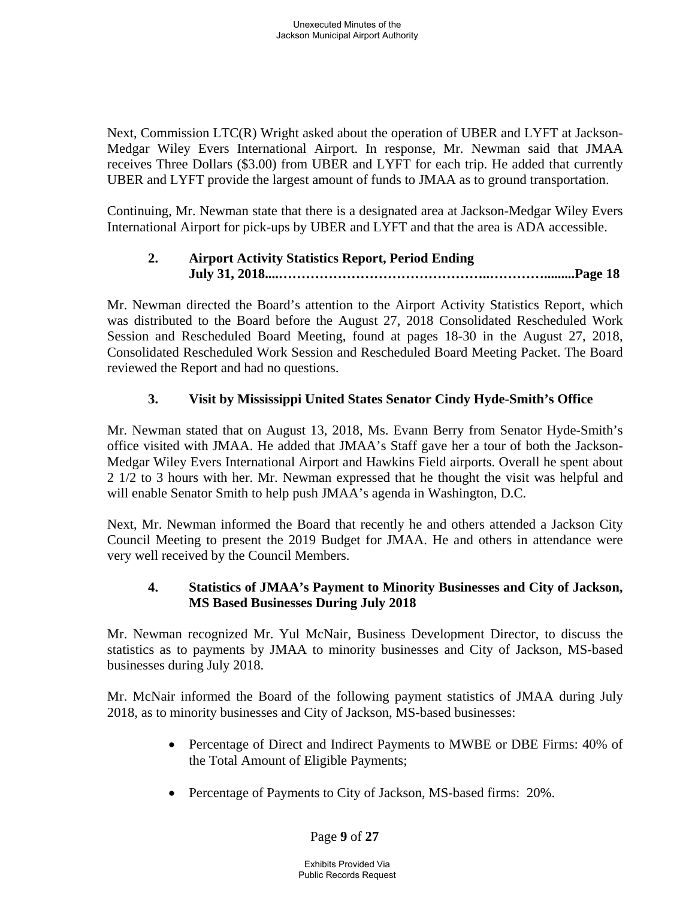Next, Commission LTC(R) Wright asked about the operation of UBER and LYFT at Jackson-Medgar Wiley Evers International Airport. In response, Mr. Newman said that JMAA receives Three Dollars ($3.00) from UBER and LYFT for each trip. He added that currently UBER and LYFT provide the largest amount of funds to JMAA as to ground transportation.

Continuing, Mr. Newman state that there is a designated area at Jackson-Medgar Wiley Evers International Airport for pick-ups by UBER and LYFT and that the area is ADA accessible.

### 2. Airport Activity Statistics Report, Period Ending July 31, 2018....……………………………………..………..........Page 18

Mr. Newman directed the Board's attention to the Airport Activity Statistics Report, which was distributed to the Board before the August 27, 2018 Consolidated Rescheduled Work Session and Rescheduled Board Meeting, found at pages 18-30 in the August 27, 2018, Consolidated Rescheduled Work Session and Rescheduled Board Meeting Packet. The Board reviewed the Report and had no questions.

### 3. Visit by Mississippi United States Senator Cindy Hyde-Smith's Office

Mr. Newman stated that on August 13, 2018, Ms. Evann Berry from Senator Hyde-Smith's office visited with JMAA. He added that JMAA's Staff gave her a tour of both the Jackson-Medgar Wiley Evers International Airport and Hawkins Field airports. Overall he spent about 2 1/2 to 3 hours with her. Mr. Newman expressed that he thought the visit was helpful and will enable Senator Smith to help push JMAA's agenda in Washington, D.C.

Next, Mr. Newman informed the Board that recently he and others attended a Jackson City Council Meeting to present the 2019 Budget for JMAA. He and others in attendance were very well received by the Council Members.

### 4. Statistics of JMAA's Payment to Minority Businesses and City of Jackson, MS Based Businesses During July 2018

Mr. Newman recognized Mr. Yul McNair, Business Development Director, to discuss the statistics as to payments by JMAA to minority businesses and City of Jackson, MS-based businesses during July 2018.

Mr. McNair informed the Board of the following payment statistics of JMAA during July 2018, as to minority businesses and City of Jackson, MS-based businesses:

- Percentage of Direct and Indirect Payments to MWBE or DBE Firms: 40% of the Total Amount of Eligible Payments;
- Percentage of Payments to City of Jackson, MS-based firms: 20%.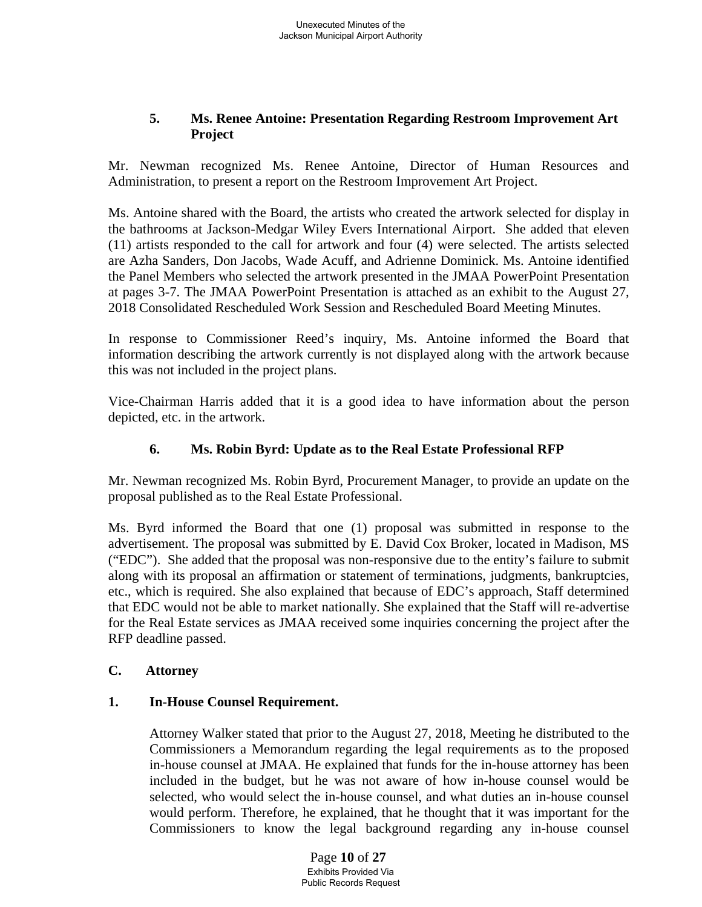### 5. Ms. Renee Antoine: Presentation Regarding Restroom Improvement Art Project

Mr. Newman recognized Ms. Renee Antoine, Director of Human Resources and Administration, to present a report on the Restroom Improvement Art Project.

Ms. Antoine shared with the Board, the artists who created the artwork selected for display in the bathrooms at Jackson-Medgar Wiley Evers International Airport. She added that eleven (11) artists responded to the call for artwork and four (4) were selected. The artists selected are Azha Sanders, Don Jacobs, Wade Acuff, and Adrienne Dominick. Ms. Antoine identified the Panel Members who selected the artwork presented in the JMAA PowerPoint Presentation at pages 3-7. The JMAA PowerPoint Presentation is attached as an exhibit to the August 27, 2018 Consolidated Rescheduled Work Session and Rescheduled Board Meeting Minutes.

In response to Commissioner Reed's inquiry, Ms. Antoine informed the Board that information describing the artwork currently is not displayed along with the artwork because this was not included in the project plans.

Vice-Chairman Harris added that it is a good idea to have information about the person depicted, etc. in the artwork.

### 6. Ms. Robin Byrd: Update as to the Real Estate Professional RFP

Mr. Newman recognized Ms. Robin Byrd, Procurement Manager, to provide an update on the proposal published as to the Real Estate Professional.

Ms. Byrd informed the Board that one (1) proposal was submitted in response to the advertisement. The proposal was submitted by E. David Cox Broker, located in Madison, MS ("EDC"). She added that the proposal was non-responsive due to the entity's failure to submit along with its proposal an affirmation or statement of terminations, judgments, bankruptcies, etc., which is required. She also explained that because of EDC's approach, Staff determined that EDC would not be able to market nationally. She explained that the Staff will re-advertise for the Real Estate services as JMAA received some inquiries concerning the project after the RFP deadline passed.

## C. Attorney

### 1. In-House Counsel Requirement.

Attorney Walker stated that prior to the August 27, 2018, Meeting he distributed to the Commissioners a Memorandum regarding the legal requirements as to the proposed in-house counsel at JMAA. He explained that funds for the in-house attorney has been included in the budget, but he was not aware of how in-house counsel would be selected, who would select the in-house counsel, and what duties an in-house counsel would perform. Therefore, he explained, that he thought that it was important for the Commissioners to know the legal background regarding any in-house counsel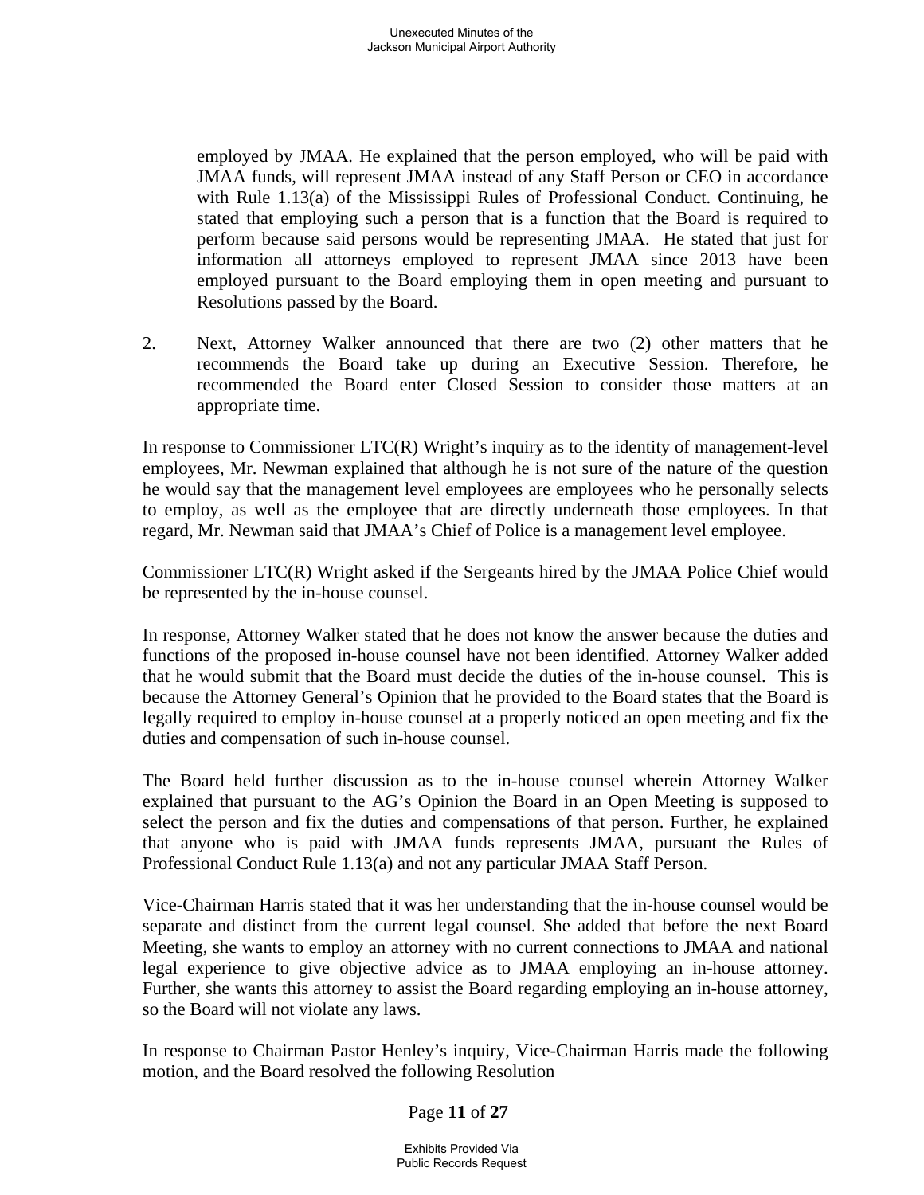employed by JMAA. He explained that the person employed, who will be paid with JMAA funds, will represent JMAA instead of any Staff Person or CEO in accordance with Rule 1.13(a) of the Mississippi Rules of Professional Conduct. Continuing, he stated that employing such a person that is a function that the Board is required to perform because said persons would be representing JMAA. He stated that just for information all attorneys employed to represent JMAA since 2013 have been employed pursuant to the Board employing them in open meeting and pursuant to Resolutions passed by the Board.

2. Next, Attorney Walker announced that there are two (2) other matters that he recommends the Board take up during an Executive Session. Therefore, he recommended the Board enter Closed Session to consider those matters at an appropriate time.

In response to Commissioner LTC(R) Wright's inquiry as to the identity of management-level employees, Mr. Newman explained that although he is not sure of the nature of the question he would say that the management level employees are employees who he personally selects to employ, as well as the employee that are directly underneath those employees. In that regard, Mr. Newman said that JMAA's Chief of Police is a management level employee.

Commissioner LTC(R) Wright asked if the Sergeants hired by the JMAA Police Chief would be represented by the in-house counsel.

In response, Attorney Walker stated that he does not know the answer because the duties and functions of the proposed in-house counsel have not been identified. Attorney Walker added that he would submit that the Board must decide the duties of the in-house counsel. This is because the Attorney General's Opinion that he provided to the Board states that the Board is legally required to employ in-house counsel at a properly noticed an open meeting and fix the duties and compensation of such in-house counsel.

The Board held further discussion as to the in-house counsel wherein Attorney Walker explained that pursuant to the AG's Opinion the Board in an Open Meeting is supposed to select the person and fix the duties and compensations of that person. Further, he explained that anyone who is paid with JMAA funds represents JMAA, pursuant the Rules of Professional Conduct Rule 1.13(a) and not any particular JMAA Staff Person.

Vice-Chairman Harris stated that it was her understanding that the in-house counsel would be separate and distinct from the current legal counsel. She added that before the next Board Meeting, she wants to employ an attorney with no current connections to JMAA and national legal experience to give objective advice as to JMAA employing an in-house attorney. Further, she wants this attorney to assist the Board regarding employing an in-house attorney, so the Board will not violate any laws.

In response to Chairman Pastor Henley's inquiry, Vice-Chairman Harris made the following motion, and the Board resolved the following Resolution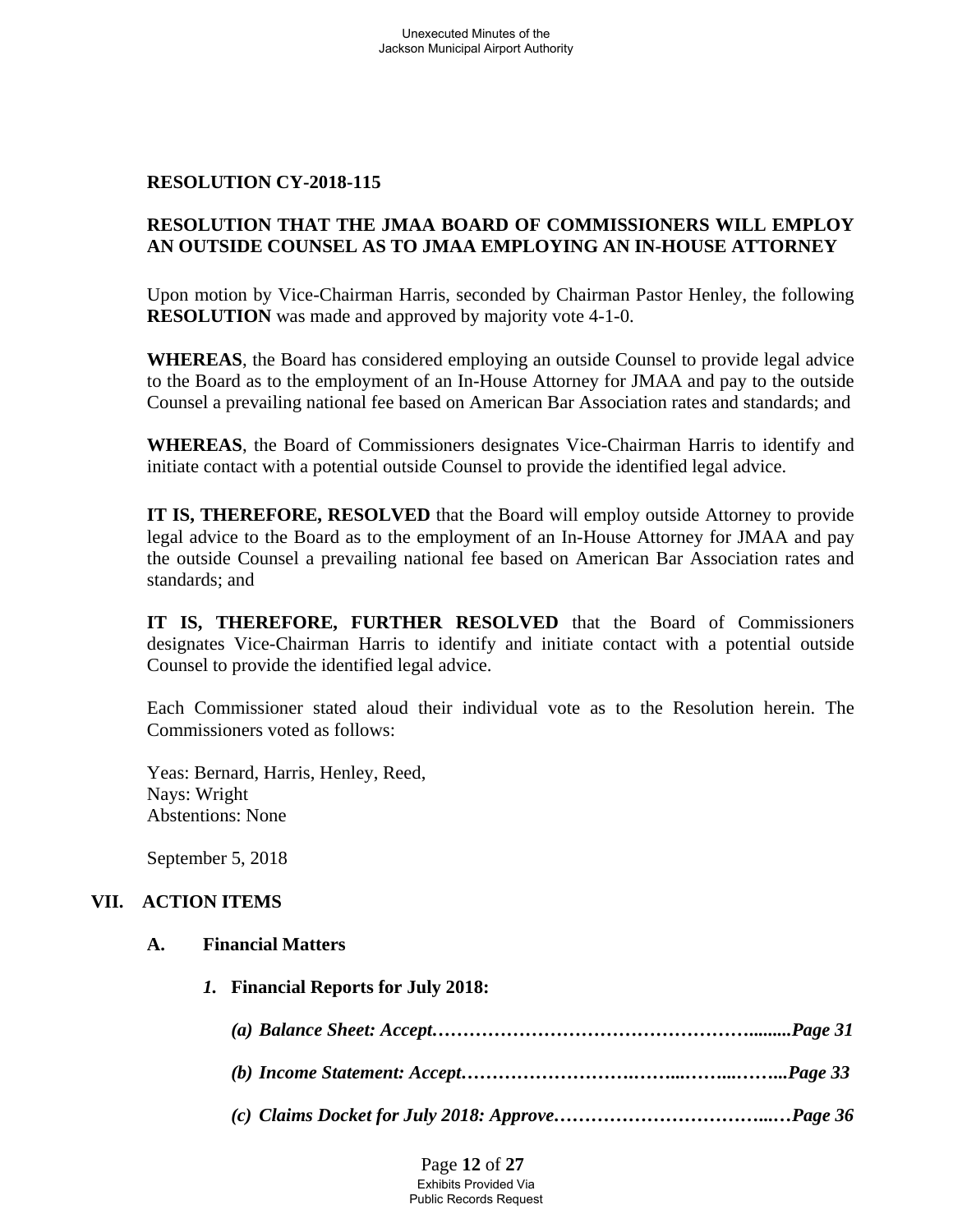**RESOLUTION CY-2018-115**

**RESOLUTION THAT THE JMAA BOARD OF COMMISSIONERS WILL EMPLOY AN OUTSIDE COUNSEL AS TO JMAA EMPLOYING AN IN-HOUSE ATTORNEY**

Upon motion by Vice-Chairman Harris, seconded by Chairman Pastor Henley, the following **RESOLUTION** was made and approved by majority vote 4-1-0.

**WHEREAS**, the Board has considered employing an outside Counsel to provide legal advice to the Board as to the employment of an In-House Attorney for JMAA and pay to the outside Counsel a prevailing national fee based on American Bar Association rates and standards; and

**WHEREAS**, the Board of Commissioners designates Vice-Chairman Harris to identify and initiate contact with a potential outside Counsel to provide the identified legal advice.

**IT IS, THEREFORE, RESOLVED** that the Board will employ outside Attorney to provide legal advice to the Board as to the employment of an In-House Attorney for JMAA and pay the outside Counsel a prevailing national fee based on American Bar Association rates and standards; and

**IT IS, THEREFORE, FURTHER RESOLVED** that the Board of Commissioners designates Vice-Chairman Harris to identify and initiate contact with a potential outside Counsel to provide the identified legal advice.

Each Commissioner stated aloud their individual vote as to the Resolution herein. The Commissioners voted as follows:

Yeas: Bernard, Harris, Henley, Reed,
Nays: Wright
Abstentions: None

September 5, 2018

## VII. ACTION ITEMS

### A. Financial Matters

#### *1.* Financial Reports for July 2018:

***(a) Balance Sheet: Accept…………………………………………….........Page 31***

***(b) Income Statement: Accept……………………….……...……...……...Page 33***

***(c) Claims Docket for July 2018: Approve……………………………...…Page 36***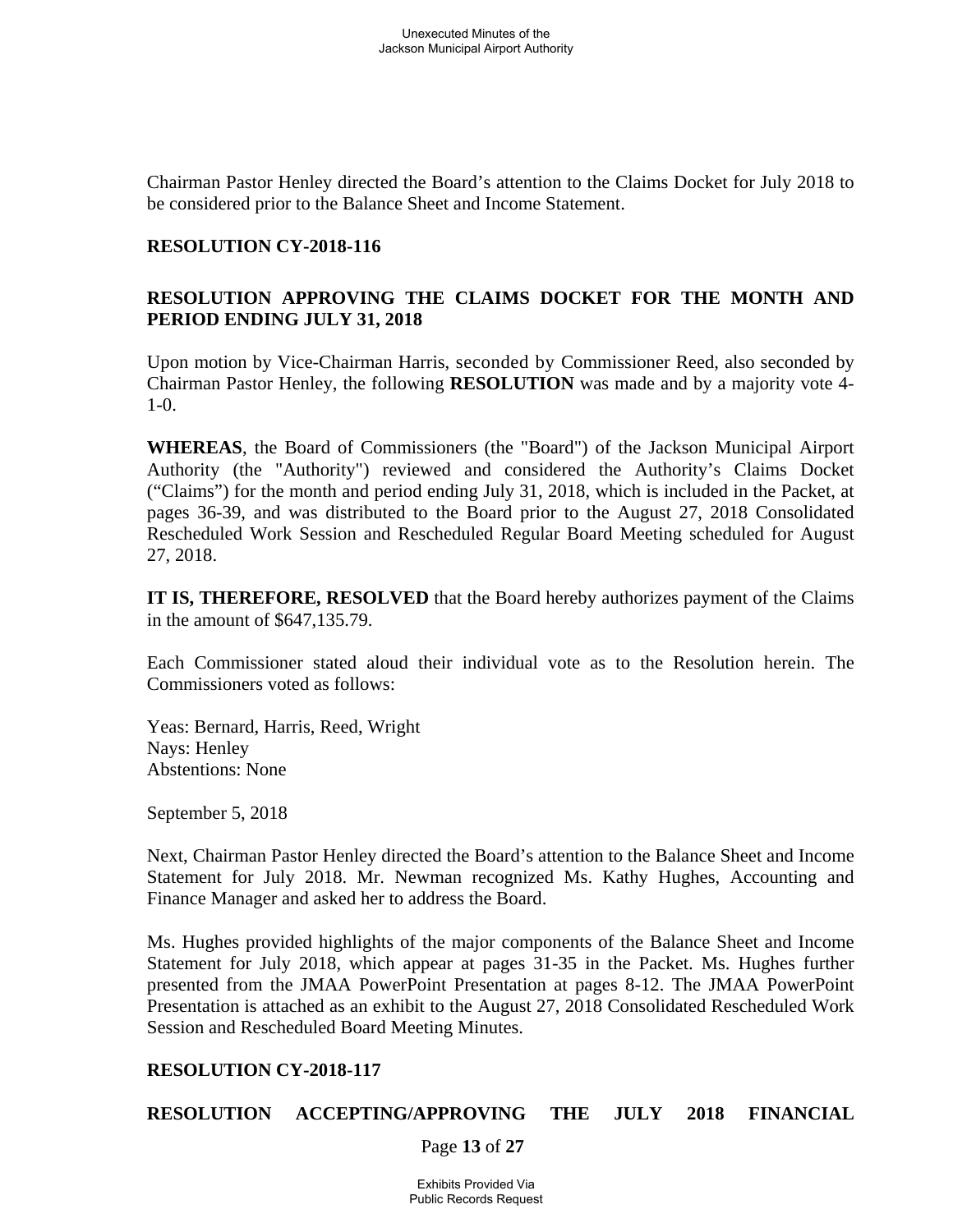Chairman Pastor Henley directed the Board's attention to the Claims Docket for July 2018 to be considered prior to the Balance Sheet and Income Statement.

**RESOLUTION CY-2018-116**

**RESOLUTION APPROVING THE CLAIMS DOCKET FOR THE MONTH AND PERIOD ENDING JULY 31, 2018**

Upon motion by Vice-Chairman Harris, seconded by Commissioner Reed, also seconded by Chairman Pastor Henley, the following **RESOLUTION** was made and by a majority vote 4-1-0.

**WHEREAS**, the Board of Commissioners (the "Board") of the Jackson Municipal Airport Authority (the "Authority") reviewed and considered the Authority's Claims Docket ("Claims") for the month and period ending July 31, 2018, which is included in the Packet, at pages 36-39, and was distributed to the Board prior to the August 27, 2018 Consolidated Rescheduled Work Session and Rescheduled Regular Board Meeting scheduled for August 27, 2018.

**IT IS, THEREFORE, RESOLVED** that the Board hereby authorizes payment of the Claims in the amount of $647,135.79.

Each Commissioner stated aloud their individual vote as to the Resolution herein. The Commissioners voted as follows:

Yeas: Bernard, Harris, Reed, Wright
Nays: Henley
Abstentions: None

September 5, 2018

Next, Chairman Pastor Henley directed the Board's attention to the Balance Sheet and Income Statement for July 2018. Mr. Newman recognized Ms. Kathy Hughes, Accounting and Finance Manager and asked her to address the Board.

Ms. Hughes provided highlights of the major components of the Balance Sheet and Income Statement for July 2018, which appear at pages 31-35 in the Packet. Ms. Hughes further presented from the JMAA PowerPoint Presentation at pages 8-12. The JMAA PowerPoint Presentation is attached as an exhibit to the August 27, 2018 Consolidated Rescheduled Work Session and Rescheduled Board Meeting Minutes.

**RESOLUTION CY-2018-117**

**RESOLUTION ACCEPTING/APPROVING THE JULY 2018 FINANCIAL**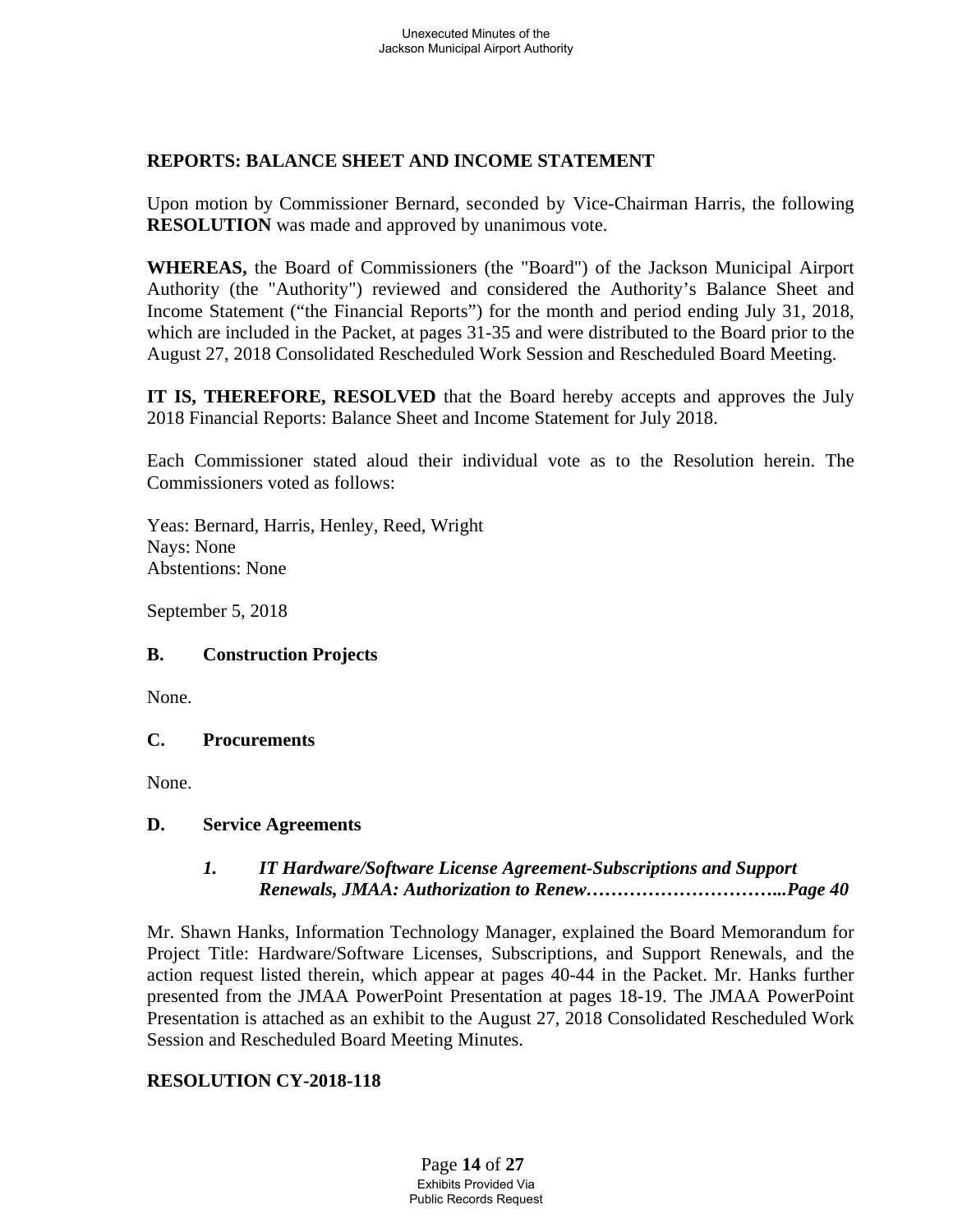**REPORTS: BALANCE SHEET AND INCOME STATEMENT**

Upon motion by Commissioner Bernard, seconded by Vice-Chairman Harris, the following **RESOLUTION** was made and approved by unanimous vote.

**WHEREAS,** the Board of Commissioners (the "Board") of the Jackson Municipal Airport Authority (the "Authority") reviewed and considered the Authority's Balance Sheet and Income Statement ("the Financial Reports") for the month and period ending July 31, 2018, which are included in the Packet, at pages 31-35 and were distributed to the Board prior to the August 27, 2018 Consolidated Rescheduled Work Session and Rescheduled Board Meeting.

**IT IS, THEREFORE, RESOLVED** that the Board hereby accepts and approves the July 2018 Financial Reports: Balance Sheet and Income Statement for July 2018.

Each Commissioner stated aloud their individual vote as to the Resolution herein. The Commissioners voted as follows:

Yeas: Bernard, Harris, Henley, Reed, Wright
Nays: None
Abstentions: None

September 5, 2018

### B. Construction Projects

None.

### C. Procurements

None.

### D. Service Agreements

#### *1. IT Hardware/Software License Agreement-Subscriptions and Support Renewals, JMAA: Authorization to Renew…………………………...Page 40*

Mr. Shawn Hanks, Information Technology Manager, explained the Board Memorandum for Project Title: Hardware/Software Licenses, Subscriptions, and Support Renewals, and the action request listed therein, which appear at pages 40-44 in the Packet. Mr. Hanks further presented from the JMAA PowerPoint Presentation at pages 18-19. The JMAA PowerPoint Presentation is attached as an exhibit to the August 27, 2018 Consolidated Rescheduled Work Session and Rescheduled Board Meeting Minutes.

**RESOLUTION CY-2018-118**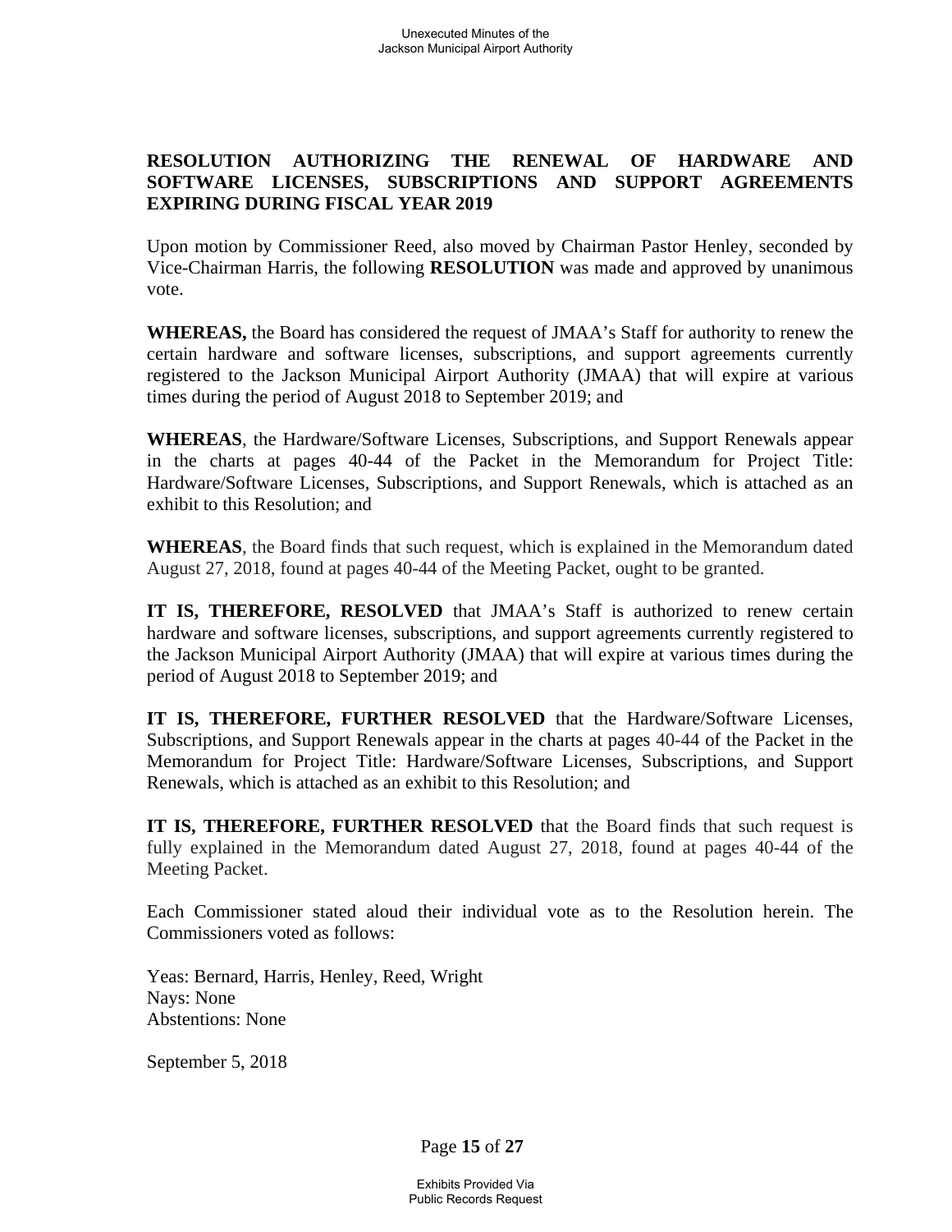**RESOLUTION AUTHORIZING THE RENEWAL OF HARDWARE AND SOFTWARE LICENSES, SUBSCRIPTIONS AND SUPPORT AGREEMENTS EXPIRING DURING FISCAL YEAR 2019**

Upon motion by Commissioner Reed, also moved by Chairman Pastor Henley, seconded by Vice-Chairman Harris, the following **RESOLUTION** was made and approved by unanimous vote.

**WHEREAS,** the Board has considered the request of JMAA's Staff for authority to renew the certain hardware and software licenses, subscriptions, and support agreements currently registered to the Jackson Municipal Airport Authority (JMAA) that will expire at various times during the period of August 2018 to September 2019; and

**WHEREAS**, the Hardware/Software Licenses, Subscriptions, and Support Renewals appear in the charts at pages 40-44 of the Packet in the Memorandum for Project Title: Hardware/Software Licenses, Subscriptions, and Support Renewals, which is attached as an exhibit to this Resolution; and

**WHEREAS**, the Board finds that such request, which is explained in the Memorandum dated August 27, 2018, found at pages 40-44 of the Meeting Packet, ought to be granted.

**IT IS, THEREFORE, RESOLVED** that JMAA's Staff is authorized to renew certain hardware and software licenses, subscriptions, and support agreements currently registered to the Jackson Municipal Airport Authority (JMAA) that will expire at various times during the period of August 2018 to September 2019; and

**IT IS, THEREFORE, FURTHER RESOLVED** that the Hardware/Software Licenses, Subscriptions, and Support Renewals appear in the charts at pages 40-44 of the Packet in the Memorandum for Project Title: Hardware/Software Licenses, Subscriptions, and Support Renewals, which is attached as an exhibit to this Resolution; and

**IT IS, THEREFORE, FURTHER RESOLVED** that the Board finds that such request is fully explained in the Memorandum dated August 27, 2018, found at pages 40-44 of the Meeting Packet.

Each Commissioner stated aloud their individual vote as to the Resolution herein. The Commissioners voted as follows:

Yeas: Bernard, Harris, Henley, Reed, Wright
Nays: None
Abstentions: None

September 5, 2018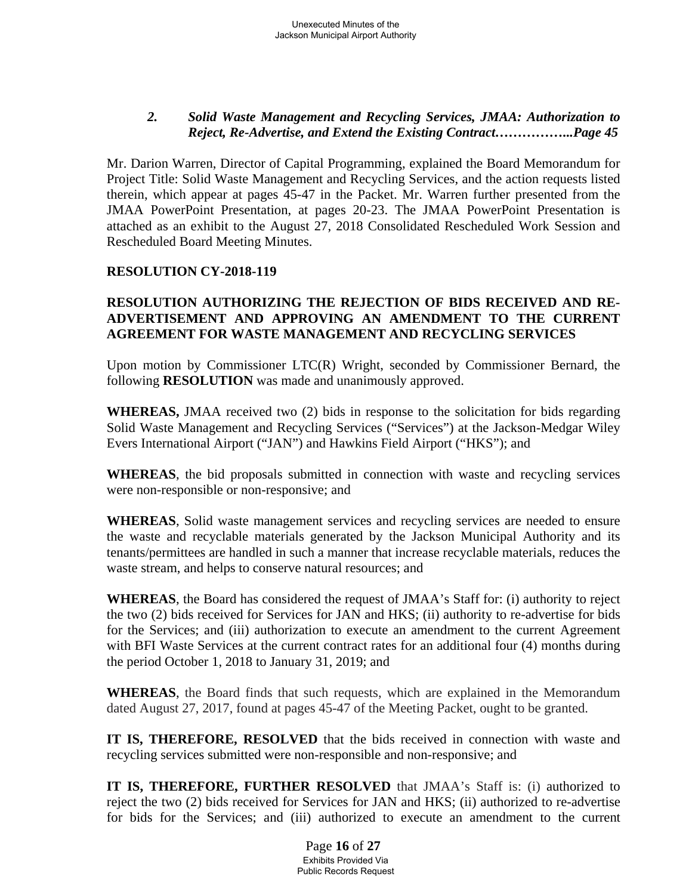### *2. Solid Waste Management and Recycling Services, JMAA: Authorization to Reject, Re-Advertise, and Extend the Existing Contract……………...Page 45*

Mr. Darion Warren, Director of Capital Programming, explained the Board Memorandum for Project Title: Solid Waste Management and Recycling Services, and the action requests listed therein, which appear at pages 45-47 in the Packet. Mr. Warren further presented from the JMAA PowerPoint Presentation, at pages 20-23. The JMAA PowerPoint Presentation is attached as an exhibit to the August 27, 2018 Consolidated Rescheduled Work Session and Rescheduled Board Meeting Minutes.

**RESOLUTION CY-2018-119**

**RESOLUTION AUTHORIZING THE REJECTION OF BIDS RECEIVED AND RE-ADVERTISEMENT AND APPROVING AN AMENDMENT TO THE CURRENT AGREEMENT FOR WASTE MANAGEMENT AND RECYCLING SERVICES**

Upon motion by Commissioner LTC(R) Wright, seconded by Commissioner Bernard, the following **RESOLUTION** was made and unanimously approved.

**WHEREAS,** JMAA received two (2) bids in response to the solicitation for bids regarding Solid Waste Management and Recycling Services ("Services") at the Jackson-Medgar Wiley Evers International Airport ("JAN") and Hawkins Field Airport ("HKS"); and

**WHEREAS**, the bid proposals submitted in connection with waste and recycling services were non-responsible or non-responsive; and

**WHEREAS**, Solid waste management services and recycling services are needed to ensure the waste and recyclable materials generated by the Jackson Municipal Authority and its tenants/permittees are handled in such a manner that increase recyclable materials, reduces the waste stream, and helps to conserve natural resources; and

**WHEREAS**, the Board has considered the request of JMAA's Staff for: (i) authority to reject the two (2) bids received for Services for JAN and HKS; (ii) authority to re-advertise for bids for the Services; and (iii) authorization to execute an amendment to the current Agreement with BFI Waste Services at the current contract rates for an additional four (4) months during the period October 1, 2018 to January 31, 2019; and

**WHEREAS**, the Board finds that such requests, which are explained in the Memorandum dated August 27, 2017, found at pages 45-47 of the Meeting Packet, ought to be granted.

**IT IS, THEREFORE, RESOLVED** that the bids received in connection with waste and recycling services submitted were non-responsible and non-responsive; and

**IT IS, THEREFORE, FURTHER RESOLVED** that JMAA's Staff is: (i) authorized to reject the two (2) bids received for Services for JAN and HKS; (ii) authorized to re-advertise for bids for the Services; and (iii) authorized to execute an amendment to the current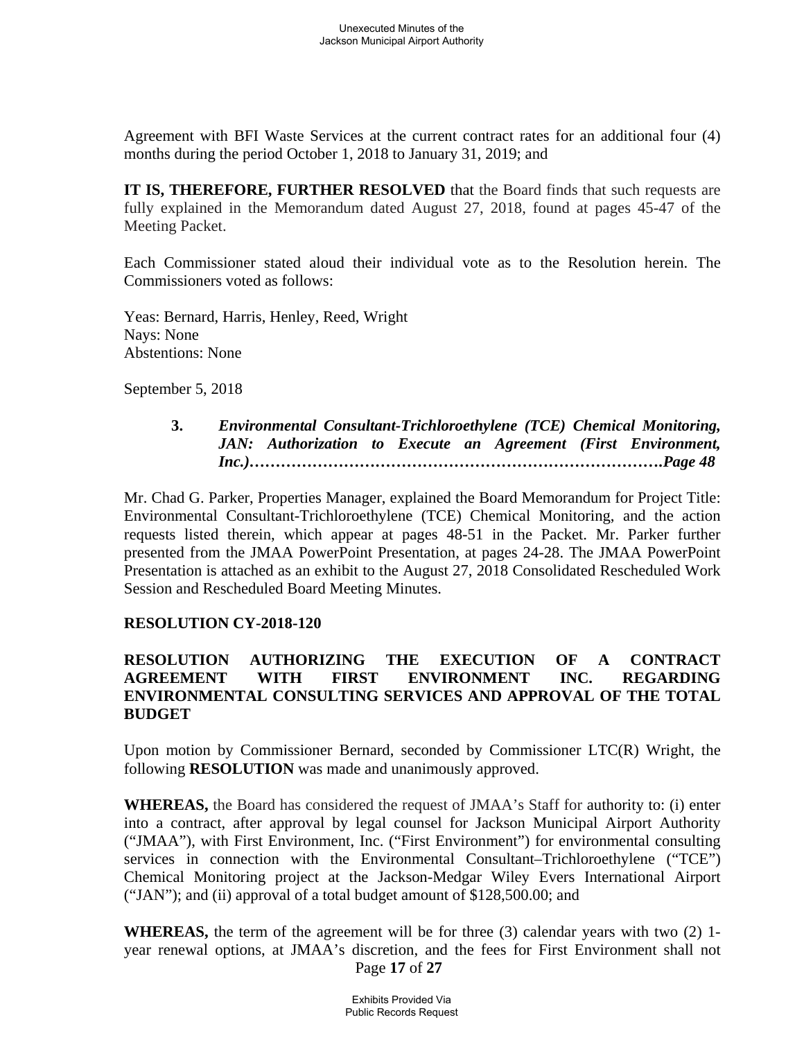Agreement with BFI Waste Services at the current contract rates for an additional four (4) months during the period October 1, 2018 to January 31, 2019; and

**IT IS, THEREFORE, FURTHER RESOLVED** that the Board finds that such requests are fully explained in the Memorandum dated August 27, 2018, found at pages 45-47 of the Meeting Packet.

Each Commissioner stated aloud their individual vote as to the Resolution herein. The Commissioners voted as follows:

Yeas: Bernard, Harris, Henley, Reed, Wright
Nays: None
Abstentions: None

September 5, 2018

**3.** ***Environmental Consultant-Trichloroethylene (TCE) Chemical Monitoring, JAN: Authorization to Execute an Agreement (First Environment, Inc.)……………………………………………………………………Page 48***

Mr. Chad G. Parker, Properties Manager, explained the Board Memorandum for Project Title: Environmental Consultant-Trichloroethylene (TCE) Chemical Monitoring, and the action requests listed therein, which appear at pages 48-51 in the Packet. Mr. Parker further presented from the JMAA PowerPoint Presentation, at pages 24-28. The JMAA PowerPoint Presentation is attached as an exhibit to the August 27, 2018 Consolidated Rescheduled Work Session and Rescheduled Board Meeting Minutes.

**RESOLUTION CY-2018-120**

**RESOLUTION AUTHORIZING THE EXECUTION OF A CONTRACT AGREEMENT WITH FIRST ENVIRONMENT INC. REGARDING ENVIRONMENTAL CONSULTING SERVICES AND APPROVAL OF THE TOTAL BUDGET**

Upon motion by Commissioner Bernard, seconded by Commissioner LTC(R) Wright, the following **RESOLUTION** was made and unanimously approved.

**WHEREAS,** the Board has considered the request of JMAA's Staff for authority to: (i) enter into a contract, after approval by legal counsel for Jackson Municipal Airport Authority ("JMAA"), with First Environment, Inc. ("First Environment") for environmental consulting services in connection with the Environmental Consultant–Trichloroethylene ("TCE") Chemical Monitoring project at the Jackson-Medgar Wiley Evers International Airport ("JAN"); and (ii) approval of a total budget amount of $128,500.00; and

**WHEREAS,** the term of the agreement will be for three (3) calendar years with two (2) 1-year renewal options, at JMAA's discretion, and the fees for First Environment shall not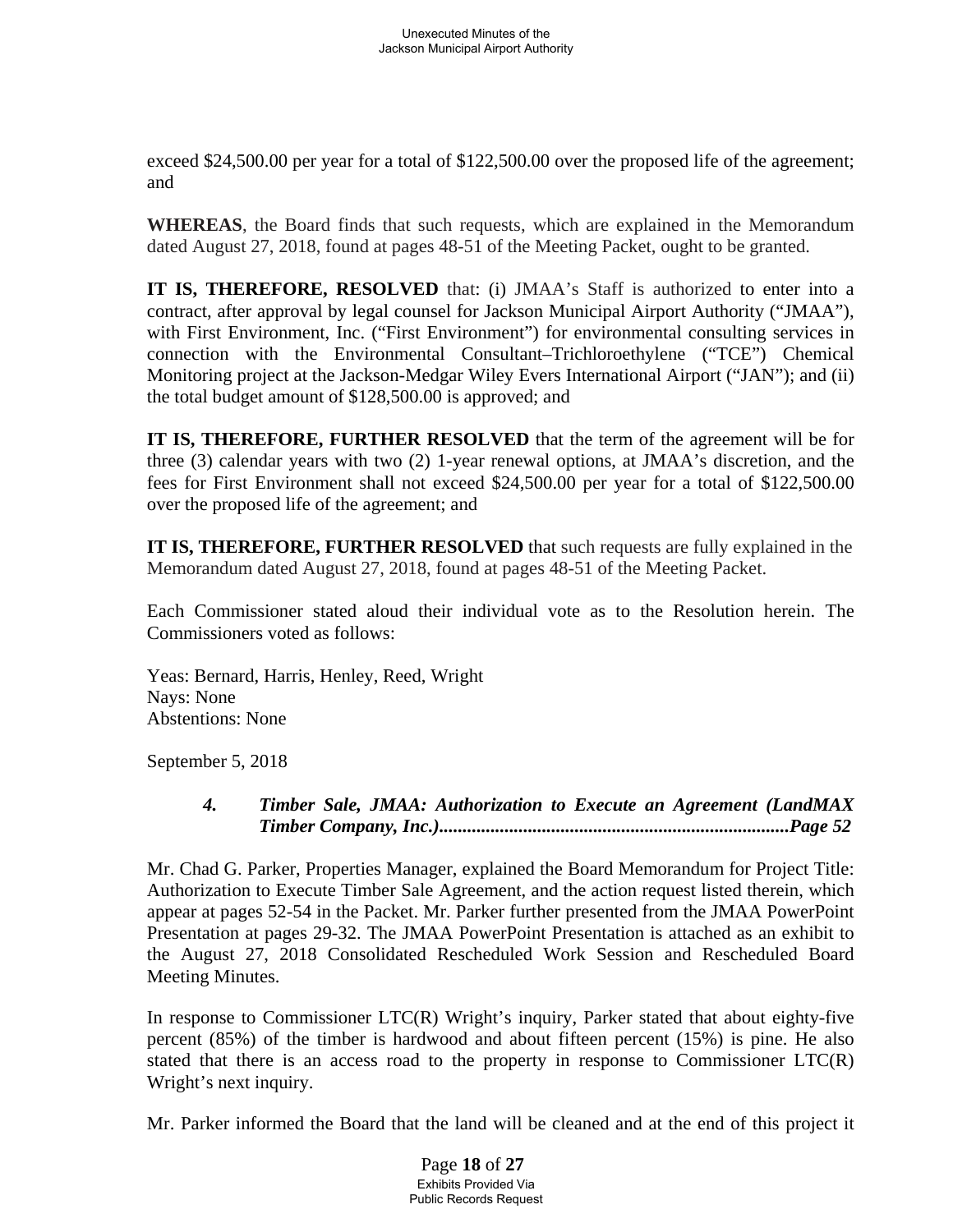exceed $24,500.00 per year for a total of $122,500.00 over the proposed life of the agreement; and

**WHEREAS**, the Board finds that such requests, which are explained in the Memorandum dated August 27, 2018, found at pages 48-51 of the Meeting Packet, ought to be granted.

**IT IS, THEREFORE, RESOLVED** that: (i) JMAA's Staff is authorized to enter into a contract, after approval by legal counsel for Jackson Municipal Airport Authority ("JMAA"), with First Environment, Inc. ("First Environment") for environmental consulting services in connection with the Environmental Consultant–Trichloroethylene ("TCE") Chemical Monitoring project at the Jackson-Medgar Wiley Evers International Airport ("JAN"); and (ii) the total budget amount of $128,500.00 is approved; and

**IT IS, THEREFORE, FURTHER RESOLVED** that the term of the agreement will be for three (3) calendar years with two (2) 1-year renewal options, at JMAA's discretion, and the fees for First Environment shall not exceed $24,500.00 per year for a total of $122,500.00 over the proposed life of the agreement; and

**IT IS, THEREFORE, FURTHER RESOLVED** that such requests are fully explained in the Memorandum dated August 27, 2018, found at pages 48-51 of the Meeting Packet.

Each Commissioner stated aloud their individual vote as to the Resolution herein. The Commissioners voted as follows:

Yeas: Bernard, Harris, Henley, Reed, Wright
Nays: None
Abstentions: None

September 5, 2018

***4. Timber Sale, JMAA: Authorization to Execute an Agreement (LandMAX Timber Company, Inc.)..........................................................................Page 52***

Mr. Chad G. Parker, Properties Manager, explained the Board Memorandum for Project Title: Authorization to Execute Timber Sale Agreement, and the action request listed therein, which appear at pages 52-54 in the Packet. Mr. Parker further presented from the JMAA PowerPoint Presentation at pages 29-32. The JMAA PowerPoint Presentation is attached as an exhibit to the August 27, 2018 Consolidated Rescheduled Work Session and Rescheduled Board Meeting Minutes.

In response to Commissioner LTC(R) Wright's inquiry, Parker stated that about eighty-five percent (85%) of the timber is hardwood and about fifteen percent (15%) is pine. He also stated that there is an access road to the property in response to Commissioner LTC(R) Wright's next inquiry.

Mr. Parker informed the Board that the land will be cleaned and at the end of this project it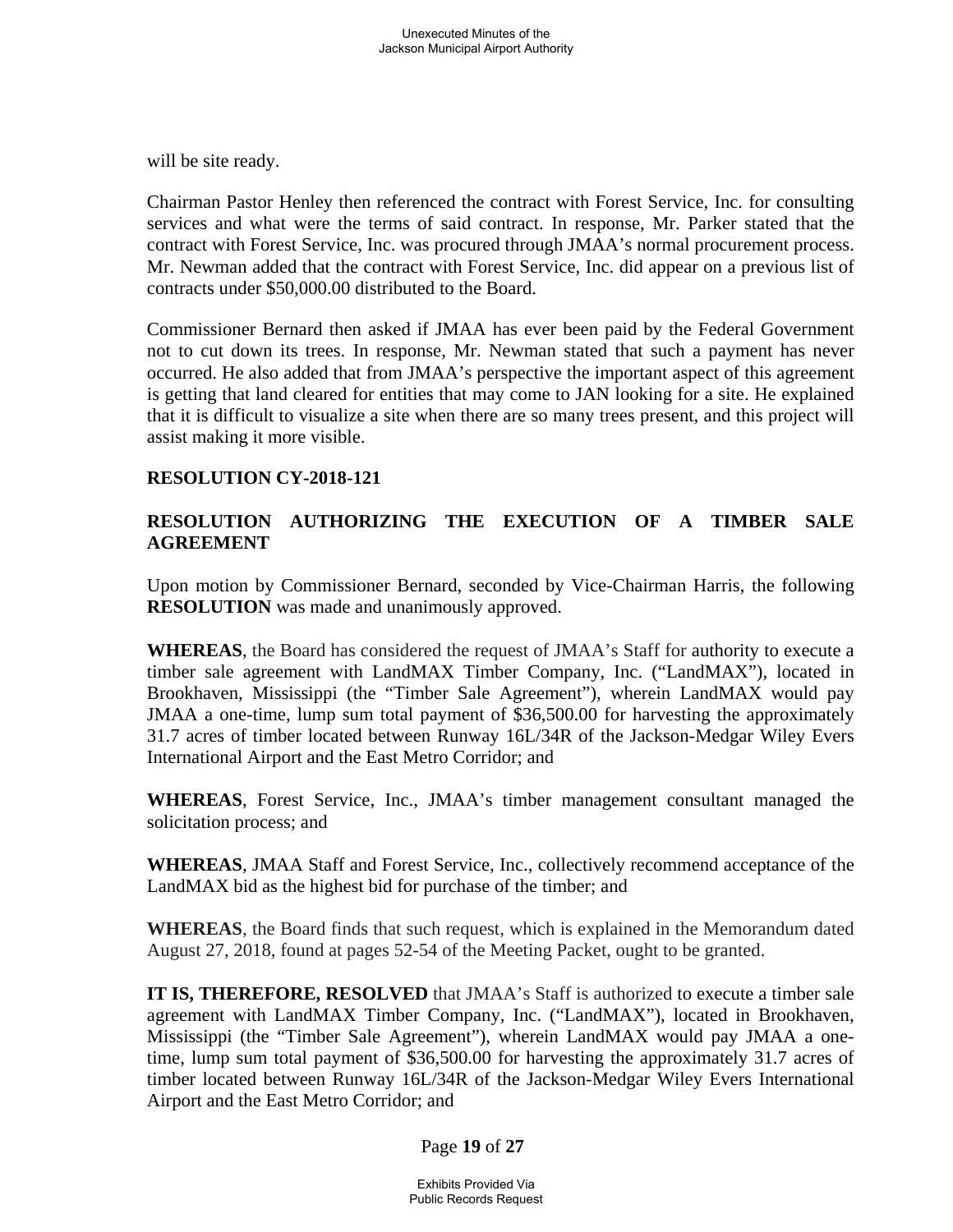will be site ready.

Chairman Pastor Henley then referenced the contract with Forest Service, Inc. for consulting services and what were the terms of said contract. In response, Mr. Parker stated that the contract with Forest Service, Inc. was procured through JMAA's normal procurement process. Mr. Newman added that the contract with Forest Service, Inc. did appear on a previous list of contracts under $50,000.00 distributed to the Board.

Commissioner Bernard then asked if JMAA has ever been paid by the Federal Government not to cut down its trees. In response, Mr. Newman stated that such a payment has never occurred. He also added that from JMAA's perspective the important aspect of this agreement is getting that land cleared for entities that may come to JAN looking for a site. He explained that it is difficult to visualize a site when there are so many trees present, and this project will assist making it more visible.

**RESOLUTION CY-2018-121**

**RESOLUTION AUTHORIZING THE EXECUTION OF A TIMBER SALE AGREEMENT**

Upon motion by Commissioner Bernard, seconded by Vice-Chairman Harris, the following **RESOLUTION** was made and unanimously approved.

**WHEREAS**, the Board has considered the request of JMAA's Staff for authority to execute a timber sale agreement with LandMAX Timber Company, Inc. ("LandMAX"), located in Brookhaven, Mississippi (the "Timber Sale Agreement"), wherein LandMAX would pay JMAA a one-time, lump sum total payment of $36,500.00 for harvesting the approximately 31.7 acres of timber located between Runway 16L/34R of the Jackson-Medgar Wiley Evers International Airport and the East Metro Corridor; and

**WHEREAS**, Forest Service, Inc., JMAA's timber management consultant managed the solicitation process; and

**WHEREAS**, JMAA Staff and Forest Service, Inc., collectively recommend acceptance of the LandMAX bid as the highest bid for purchase of the timber; and

**WHEREAS**, the Board finds that such request, which is explained in the Memorandum dated August 27, 2018, found at pages 52-54 of the Meeting Packet, ought to be granted.

**IT IS, THEREFORE, RESOLVED** that JMAA's Staff is authorized to execute a timber sale agreement with LandMAX Timber Company, Inc. ("LandMAX"), located in Brookhaven, Mississippi (the "Timber Sale Agreement"), wherein LandMAX would pay JMAA a one-time, lump sum total payment of $36,500.00 for harvesting the approximately 31.7 acres of timber located between Runway 16L/34R of the Jackson-Medgar Wiley Evers International Airport and the East Metro Corridor; and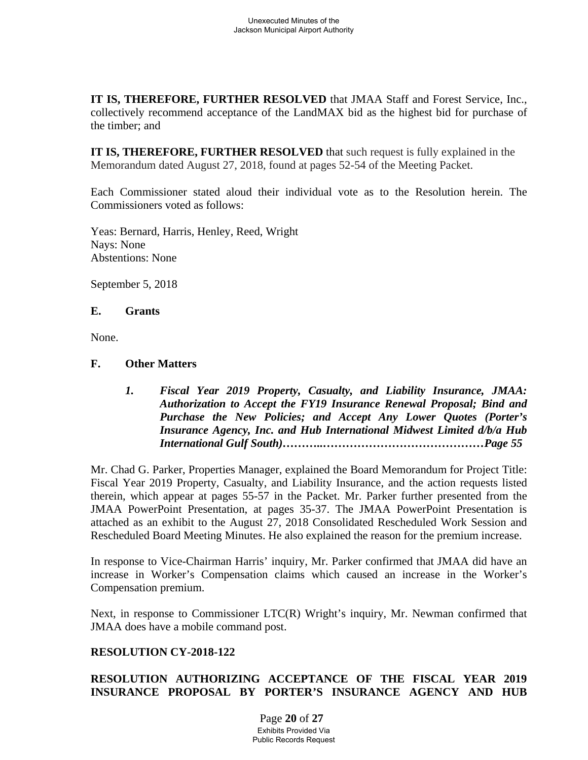**IT IS, THEREFORE, FURTHER RESOLVED** that JMAA Staff and Forest Service, Inc., collectively recommend acceptance of the LandMAX bid as the highest bid for purchase of the timber; and

**IT IS, THEREFORE, FURTHER RESOLVED** that such request is fully explained in the Memorandum dated August 27, 2018, found at pages 52-54 of the Meeting Packet.

Each Commissioner stated aloud their individual vote as to the Resolution herein. The Commissioners voted as follows:

Yeas: Bernard, Harris, Henley, Reed, Wright
Nays: None
Abstentions: None

September 5, 2018

### E. Grants

None.

### F. Other Matters

1. ***Fiscal Year 2019 Property, Casualty, and Liability Insurance, JMAA: Authorization to Accept the FY19 Insurance Renewal Proposal; Bind and Purchase the New Policies; and Accept Any Lower Quotes (Porter's Insurance Agency, Inc. and Hub International Midwest Limited d/b/a Hub International Gulf South)………..………………………………………Page 55***

Mr. Chad G. Parker, Properties Manager, explained the Board Memorandum for Project Title: Fiscal Year 2019 Property, Casualty, and Liability Insurance, and the action requests listed therein, which appear at pages 55-57 in the Packet. Mr. Parker further presented from the JMAA PowerPoint Presentation, at pages 35-37. The JMAA PowerPoint Presentation is attached as an exhibit to the August 27, 2018 Consolidated Rescheduled Work Session and Rescheduled Board Meeting Minutes. He also explained the reason for the premium increase.

In response to Vice-Chairman Harris' inquiry, Mr. Parker confirmed that JMAA did have an increase in Worker's Compensation claims which caused an increase in the Worker's Compensation premium.

Next, in response to Commissioner LTC(R) Wright's inquiry, Mr. Newman confirmed that JMAA does have a mobile command post.

**RESOLUTION CY-2018-122**

**RESOLUTION AUTHORIZING ACCEPTANCE OF THE FISCAL YEAR 2019 INSURANCE PROPOSAL BY PORTER'S INSURANCE AGENCY AND HUB**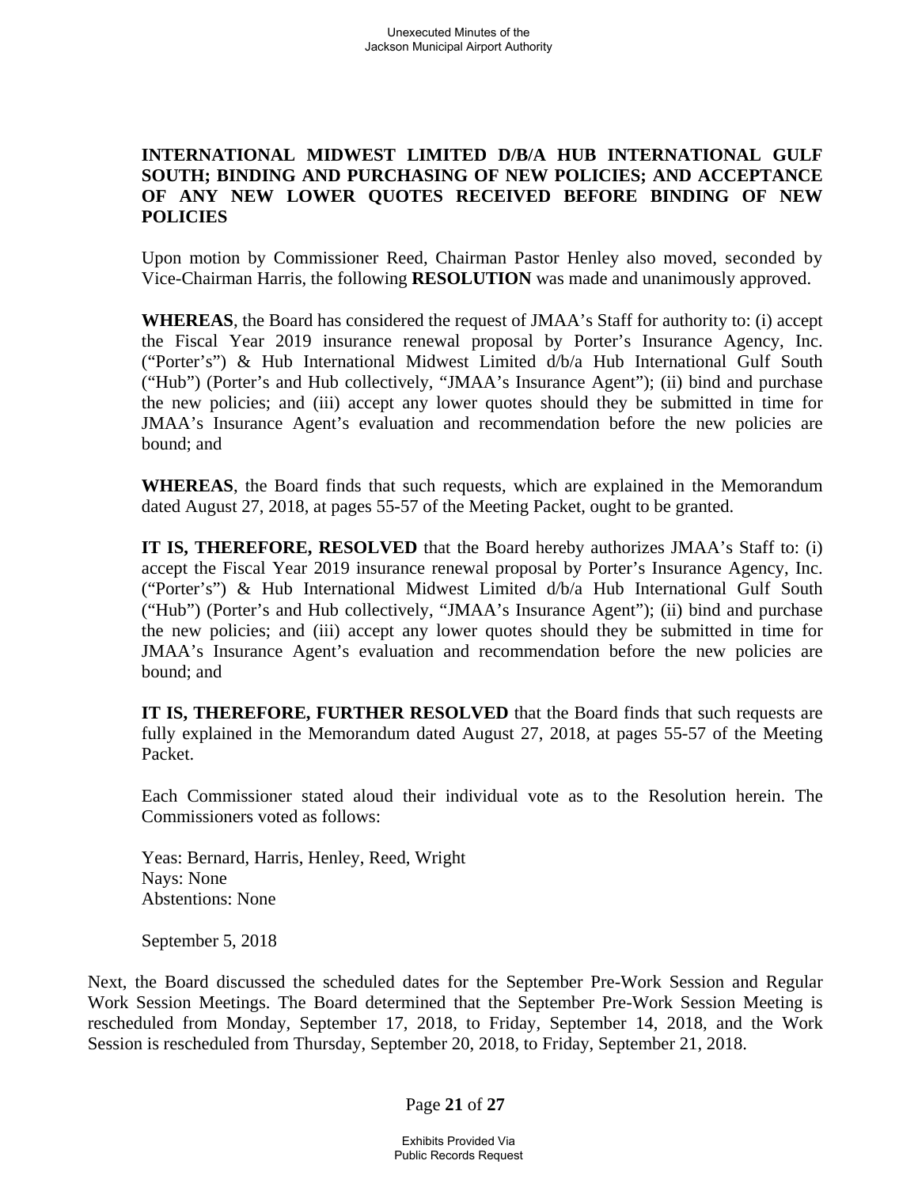**INTERNATIONAL MIDWEST LIMITED D/B/A HUB INTERNATIONAL GULF SOUTH; BINDING AND PURCHASING OF NEW POLICIES; AND ACCEPTANCE OF ANY NEW LOWER QUOTES RECEIVED BEFORE BINDING OF NEW POLICIES**

Upon motion by Commissioner Reed, Chairman Pastor Henley also moved, seconded by Vice-Chairman Harris, the following **RESOLUTION** was made and unanimously approved.

**WHEREAS**, the Board has considered the request of JMAA's Staff for authority to: (i) accept the Fiscal Year 2019 insurance renewal proposal by Porter's Insurance Agency, Inc. ("Porter's") & Hub International Midwest Limited d/b/a Hub International Gulf South ("Hub") (Porter's and Hub collectively, "JMAA's Insurance Agent"); (ii) bind and purchase the new policies; and (iii) accept any lower quotes should they be submitted in time for JMAA's Insurance Agent's evaluation and recommendation before the new policies are bound; and

**WHEREAS**, the Board finds that such requests, which are explained in the Memorandum dated August 27, 2018, at pages 55-57 of the Meeting Packet, ought to be granted.

**IT IS, THEREFORE, RESOLVED** that the Board hereby authorizes JMAA's Staff to: (i) accept the Fiscal Year 2019 insurance renewal proposal by Porter's Insurance Agency, Inc. ("Porter's") & Hub International Midwest Limited d/b/a Hub International Gulf South ("Hub") (Porter's and Hub collectively, "JMAA's Insurance Agent"); (ii) bind and purchase the new policies; and (iii) accept any lower quotes should they be submitted in time for JMAA's Insurance Agent's evaluation and recommendation before the new policies are bound; and

**IT IS, THEREFORE, FURTHER RESOLVED** that the Board finds that such requests are fully explained in the Memorandum dated August 27, 2018, at pages 55-57 of the Meeting Packet.

Each Commissioner stated aloud their individual vote as to the Resolution herein. The Commissioners voted as follows:

Yeas: Bernard, Harris, Henley, Reed, Wright
Nays: None
Abstentions: None

September 5, 2018

Next, the Board discussed the scheduled dates for the September Pre-Work Session and Regular Work Session Meetings. The Board determined that the September Pre-Work Session Meeting is rescheduled from Monday, September 17, 2018, to Friday, September 14, 2018, and the Work Session is rescheduled from Thursday, September 20, 2018, to Friday, September 21, 2018.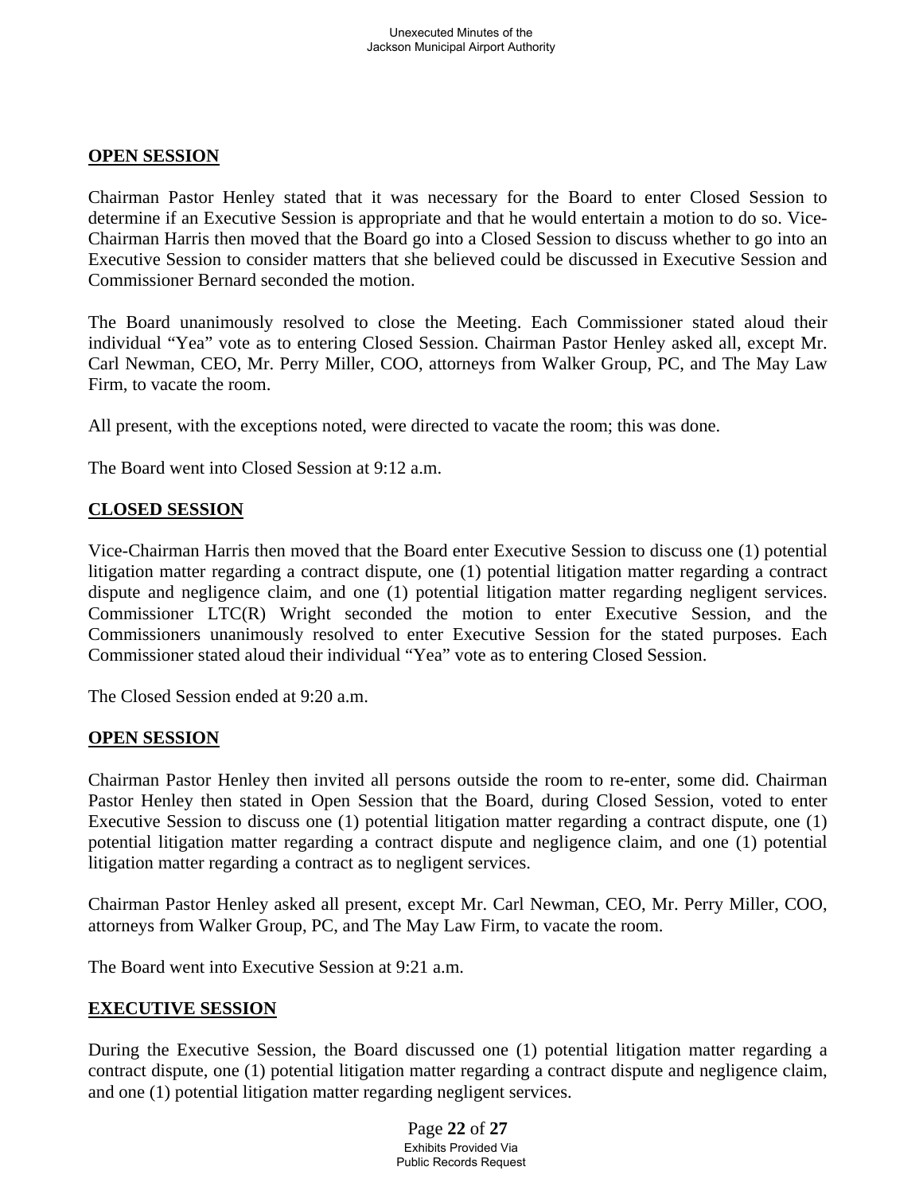**OPEN SESSION**

Chairman Pastor Henley stated that it was necessary for the Board to enter Closed Session to determine if an Executive Session is appropriate and that he would entertain a motion to do so. Vice-Chairman Harris then moved that the Board go into a Closed Session to discuss whether to go into an Executive Session to consider matters that she believed could be discussed in Executive Session and Commissioner Bernard seconded the motion.

The Board unanimously resolved to close the Meeting. Each Commissioner stated aloud their individual "Yea" vote as to entering Closed Session. Chairman Pastor Henley asked all, except Mr. Carl Newman, CEO, Mr. Perry Miller, COO, attorneys from Walker Group, PC, and The May Law Firm, to vacate the room.

All present, with the exceptions noted, were directed to vacate the room; this was done.

The Board went into Closed Session at 9:12 a.m.

**CLOSED SESSION**

Vice-Chairman Harris then moved that the Board enter Executive Session to discuss one (1) potential litigation matter regarding a contract dispute, one (1) potential litigation matter regarding a contract dispute and negligence claim, and one (1) potential litigation matter regarding negligent services. Commissioner LTC(R) Wright seconded the motion to enter Executive Session, and the Commissioners unanimously resolved to enter Executive Session for the stated purposes. Each Commissioner stated aloud their individual "Yea" vote as to entering Closed Session.

The Closed Session ended at 9:20 a.m.

**OPEN SESSION**

Chairman Pastor Henley then invited all persons outside the room to re-enter, some did. Chairman Pastor Henley then stated in Open Session that the Board, during Closed Session, voted to enter Executive Session to discuss one (1) potential litigation matter regarding a contract dispute, one (1) potential litigation matter regarding a contract dispute and negligence claim, and one (1) potential litigation matter regarding a contract as to negligent services.

Chairman Pastor Henley asked all present, except Mr. Carl Newman, CEO, Mr. Perry Miller, COO, attorneys from Walker Group, PC, and The May Law Firm, to vacate the room.

The Board went into Executive Session at 9:21 a.m.

**EXECUTIVE SESSION**

During the Executive Session, the Board discussed one (1) potential litigation matter regarding a contract dispute, one (1) potential litigation matter regarding a contract dispute and negligence claim, and one (1) potential litigation matter regarding negligent services.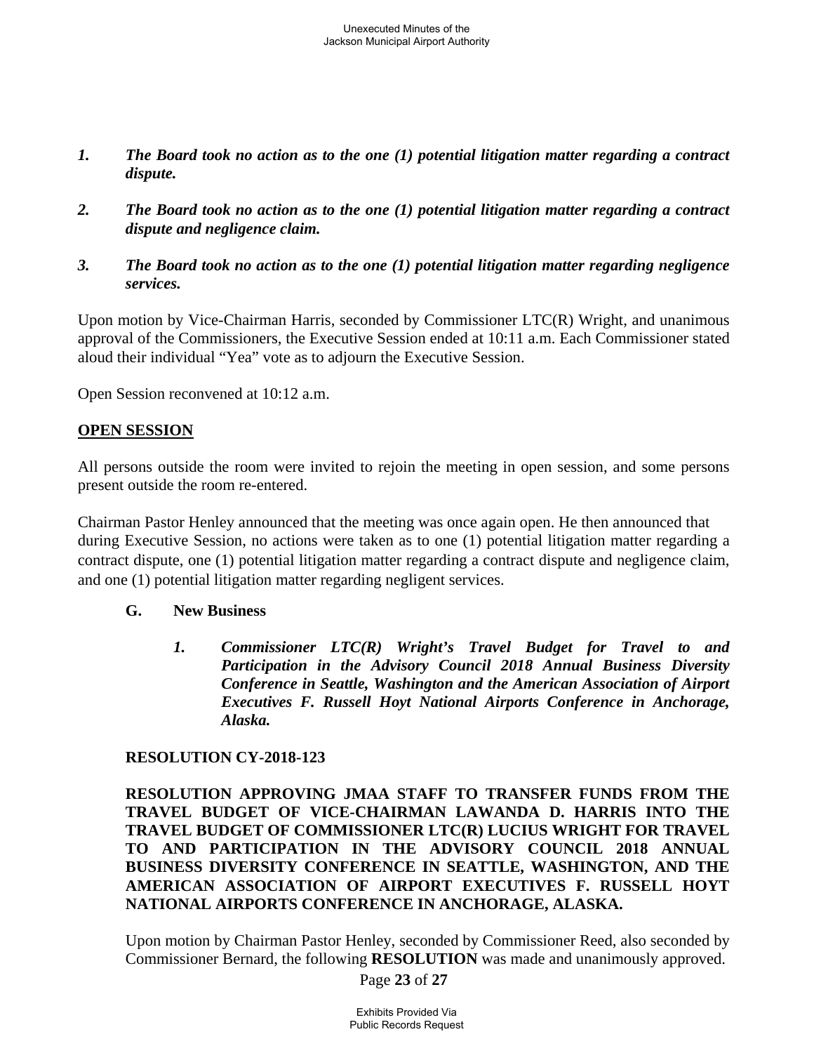*1. The Board took no action as to the one (1) potential litigation matter regarding a contract dispute.*

*2. The Board took no action as to the one (1) potential litigation matter regarding a contract dispute and negligence claim.*

*3. The Board took no action as to the one (1) potential litigation matter regarding negligence services.*

Upon motion by Vice-Chairman Harris, seconded by Commissioner LTC(R) Wright, and unanimous approval of the Commissioners, the Executive Session ended at 10:11 a.m. Each Commissioner stated aloud their individual "Yea" vote as to adjourn the Executive Session.

Open Session reconvened at 10:12 a.m.

**<u>OPEN SESSION</u>**

All persons outside the room were invited to rejoin the meeting in open session, and some persons present outside the room re-entered.

Chairman Pastor Henley announced that the meeting was once again open. He then announced that during Executive Session, no actions were taken as to one (1) potential litigation matter regarding a contract dispute, one (1) potential litigation matter regarding a contract dispute and negligence claim, and one (1) potential litigation matter regarding negligent services.

**G. New Business**

***1. Commissioner LTC(R) Wright's Travel Budget for Travel to and Participation in the Advisory Council 2018 Annual Business Diversity Conference in Seattle, Washington and the American Association of Airport Executives F. Russell Hoyt National Airports Conference in Anchorage, Alaska.***

**RESOLUTION CY-2018-123**

**RESOLUTION APPROVING JMAA STAFF TO TRANSFER FUNDS FROM THE TRAVEL BUDGET OF VICE-CHAIRMAN LAWANDA D. HARRIS INTO THE TRAVEL BUDGET OF COMMISSIONER LTC(R) LUCIUS WRIGHT FOR TRAVEL TO AND PARTICIPATION IN THE ADVISORY COUNCIL 2018 ANNUAL BUSINESS DIVERSITY CONFERENCE IN SEATTLE, WASHINGTON, AND THE AMERICAN ASSOCIATION OF AIRPORT EXECUTIVES F. RUSSELL HOYT NATIONAL AIRPORTS CONFERENCE IN ANCHORAGE, ALASKA.**

Upon motion by Chairman Pastor Henley, seconded by Commissioner Reed, also seconded by Commissioner Bernard, the following **RESOLUTION** was made and unanimously approved.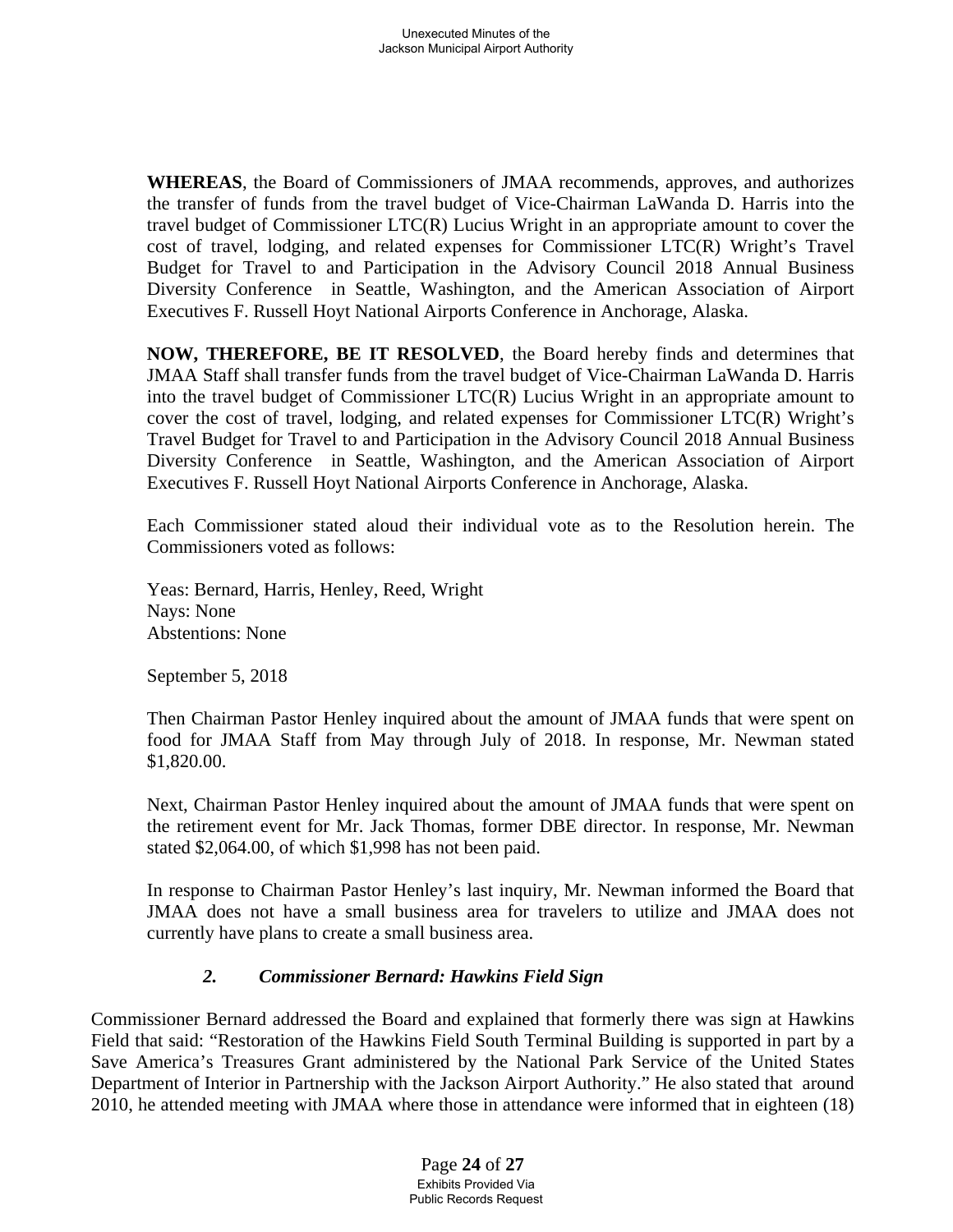**WHEREAS**, the Board of Commissioners of JMAA recommends, approves, and authorizes the transfer of funds from the travel budget of Vice-Chairman LaWanda D. Harris into the travel budget of Commissioner LTC(R) Lucius Wright in an appropriate amount to cover the cost of travel, lodging, and related expenses for Commissioner LTC(R) Wright's Travel Budget for Travel to and Participation in the Advisory Council 2018 Annual Business Diversity Conference in Seattle, Washington, and the American Association of Airport Executives F. Russell Hoyt National Airports Conference in Anchorage, Alaska.

**NOW, THEREFORE, BE IT RESOLVED**, the Board hereby finds and determines that JMAA Staff shall transfer funds from the travel budget of Vice-Chairman LaWanda D. Harris into the travel budget of Commissioner LTC(R) Lucius Wright in an appropriate amount to cover the cost of travel, lodging, and related expenses for Commissioner LTC(R) Wright's Travel Budget for Travel to and Participation in the Advisory Council 2018 Annual Business Diversity Conference in Seattle, Washington, and the American Association of Airport Executives F. Russell Hoyt National Airports Conference in Anchorage, Alaska.

Each Commissioner stated aloud their individual vote as to the Resolution herein. The Commissioners voted as follows:

Yeas: Bernard, Harris, Henley, Reed, Wright
Nays: None
Abstentions: None

September 5, 2018

Then Chairman Pastor Henley inquired about the amount of JMAA funds that were spent on food for JMAA Staff from May through July of 2018. In response, Mr. Newman stated $1,820.00.

Next, Chairman Pastor Henley inquired about the amount of JMAA funds that were spent on the retirement event for Mr. Jack Thomas, former DBE director. In response, Mr. Newman stated $2,064.00, of which $1,998 has not been paid.

In response to Chairman Pastor Henley's last inquiry, Mr. Newman informed the Board that JMAA does not have a small business area for travelers to utilize and JMAA does not currently have plans to create a small business area.

### *2. Commissioner Bernard: Hawkins Field Sign*

Commissioner Bernard addressed the Board and explained that formerly there was sign at Hawkins Field that said: "Restoration of the Hawkins Field South Terminal Building is supported in part by a Save America's Treasures Grant administered by the National Park Service of the United States Department of Interior in Partnership with the Jackson Airport Authority." He also stated that around 2010, he attended meeting with JMAA where those in attendance were informed that in eighteen (18)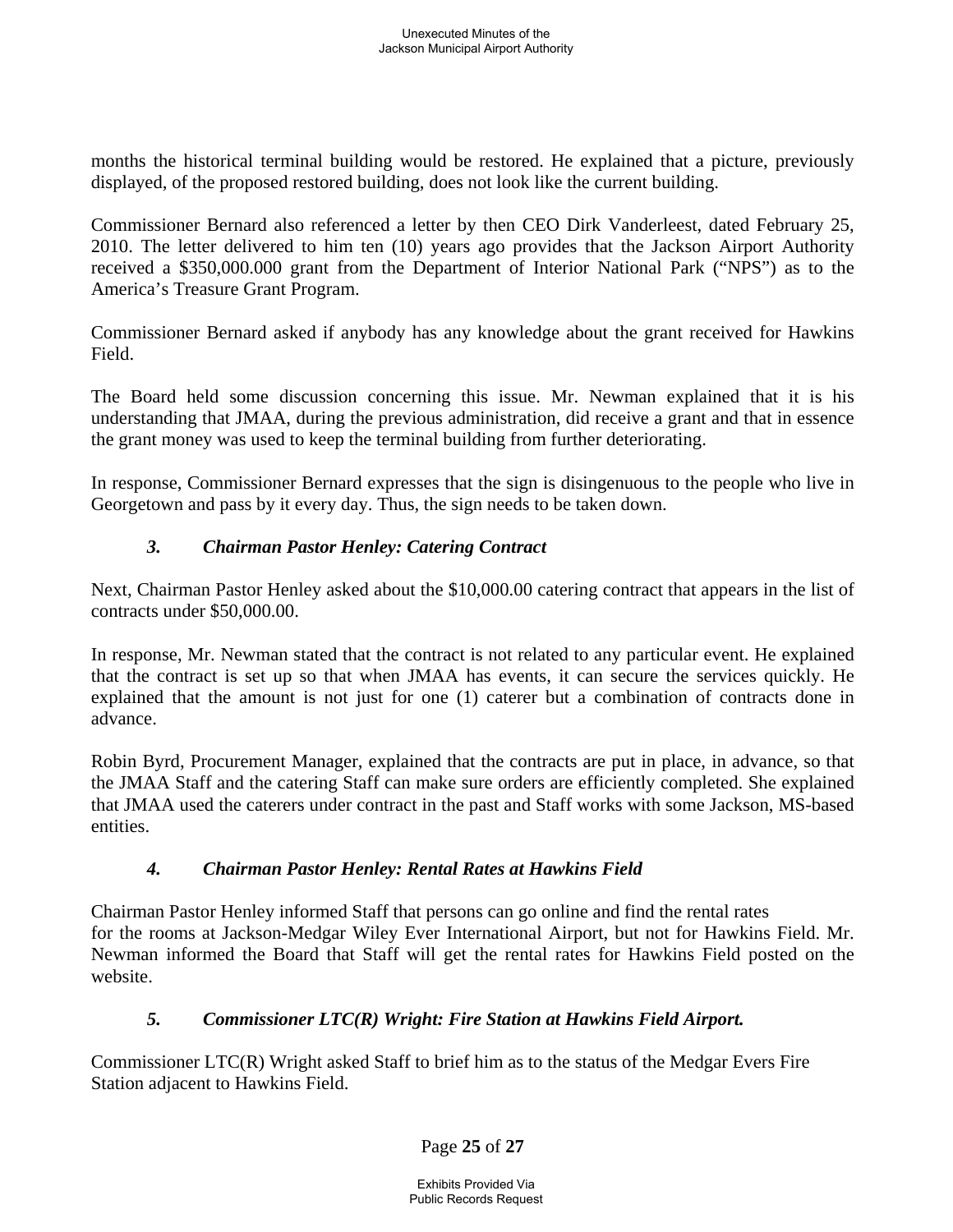months the historical terminal building would be restored. He explained that a picture, previously displayed, of the proposed restored building, does not look like the current building.

Commissioner Bernard also referenced a letter by then CEO Dirk Vanderleest, dated February 25, 2010. The letter delivered to him ten (10) years ago provides that the Jackson Airport Authority received a $350,000.000 grant from the Department of Interior National Park ("NPS") as to the America's Treasure Grant Program.

Commissioner Bernard asked if anybody has any knowledge about the grant received for Hawkins Field.

The Board held some discussion concerning this issue. Mr. Newman explained that it is his understanding that JMAA, during the previous administration, did receive a grant and that in essence the grant money was used to keep the terminal building from further deteriorating.

In response, Commissioner Bernard expresses that the sign is disingenuous to the people who live in Georgetown and pass by it every day. Thus, the sign needs to be taken down.

### *3. Chairman Pastor Henley: Catering Contract*

Next, Chairman Pastor Henley asked about the $10,000.00 catering contract that appears in the list of contracts under $50,000.00.

In response, Mr. Newman stated that the contract is not related to any particular event. He explained that the contract is set up so that when JMAA has events, it can secure the services quickly. He explained that the amount is not just for one (1) caterer but a combination of contracts done in advance.

Robin Byrd, Procurement Manager, explained that the contracts are put in place, in advance, so that the JMAA Staff and the catering Staff can make sure orders are efficiently completed. She explained that JMAA used the caterers under contract in the past and Staff works with some Jackson, MS-based entities.

### *4. Chairman Pastor Henley: Rental Rates at Hawkins Field*

Chairman Pastor Henley informed Staff that persons can go online and find the rental rates for the rooms at Jackson-Medgar Wiley Ever International Airport, but not for Hawkins Field. Mr. Newman informed the Board that Staff will get the rental rates for Hawkins Field posted on the website.

### *5. Commissioner LTC(R) Wright: Fire Station at Hawkins Field Airport.*

Commissioner LTC(R) Wright asked Staff to brief him as to the status of the Medgar Evers Fire Station adjacent to Hawkins Field.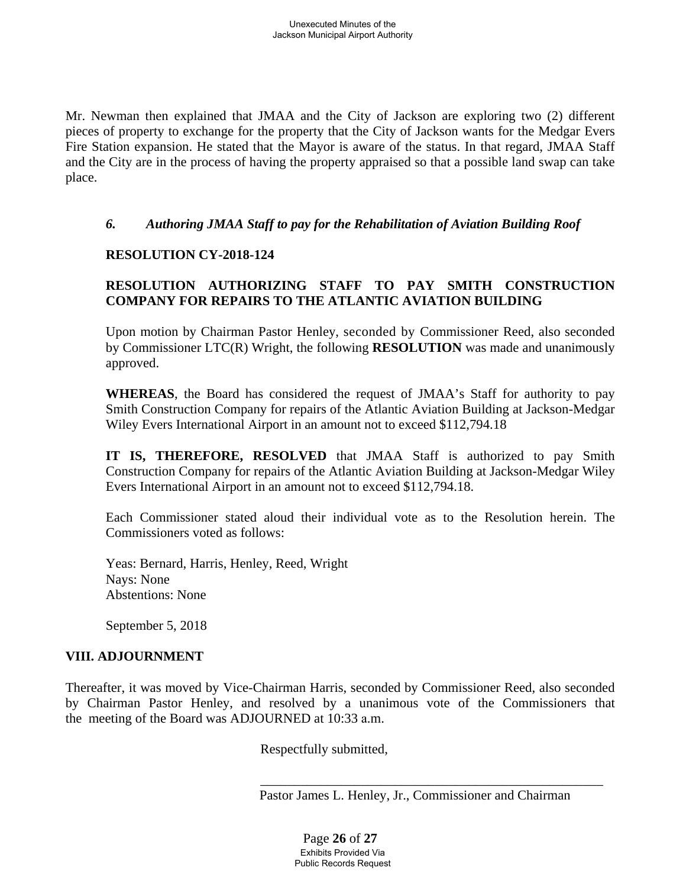Mr. Newman then explained that JMAA and the City of Jackson are exploring two (2) different pieces of property to exchange for the property that the City of Jackson wants for the Medgar Evers Fire Station expansion. He stated that the Mayor is aware of the status. In that regard, JMAA Staff and the City are in the process of having the property appraised so that a possible land swap can take place.

### *6. Authoring JMAA Staff to pay for the Rehabilitation of Aviation Building Roof*

**RESOLUTION CY-2018-124**

**RESOLUTION AUTHORIZING STAFF TO PAY SMITH CONSTRUCTION COMPANY FOR REPAIRS TO THE ATLANTIC AVIATION BUILDING**

Upon motion by Chairman Pastor Henley, seconded by Commissioner Reed, also seconded by Commissioner LTC(R) Wright, the following **RESOLUTION** was made and unanimously approved.

**WHEREAS**, the Board has considered the request of JMAA's Staff for authority to pay Smith Construction Company for repairs of the Atlantic Aviation Building at Jackson-Medgar Wiley Evers International Airport in an amount not to exceed $112,794.18

**IT IS, THEREFORE, RESOLVED** that JMAA Staff is authorized to pay Smith Construction Company for repairs of the Atlantic Aviation Building at Jackson-Medgar Wiley Evers International Airport in an amount not to exceed $112,794.18.

Each Commissioner stated aloud their individual vote as to the Resolution herein. The Commissioners voted as follows:

Yeas: Bernard, Harris, Henley, Reed, Wright
Nays: None
Abstentions: None

September 5, 2018

## VIII. ADJOURNMENT

Thereafter, it was moved by Vice-Chairman Harris, seconded by Commissioner Reed, also seconded by Chairman Pastor Henley, and resolved by a unanimous vote of the Commissioners that the meeting of the Board was ADJOURNED at 10:33 a.m.

Respectfully submitted,

\_\_\_\_\_\_\_\_\_\_\_\_\_\_\_\_\_\_\_\_\_\_\_\_\_\_\_\_\_\_\_\_\_\_\_\_\_\_\_\_\_\_\_\_\_\_\_\_\_\_

Pastor James L. Henley, Jr., Commissioner and Chairman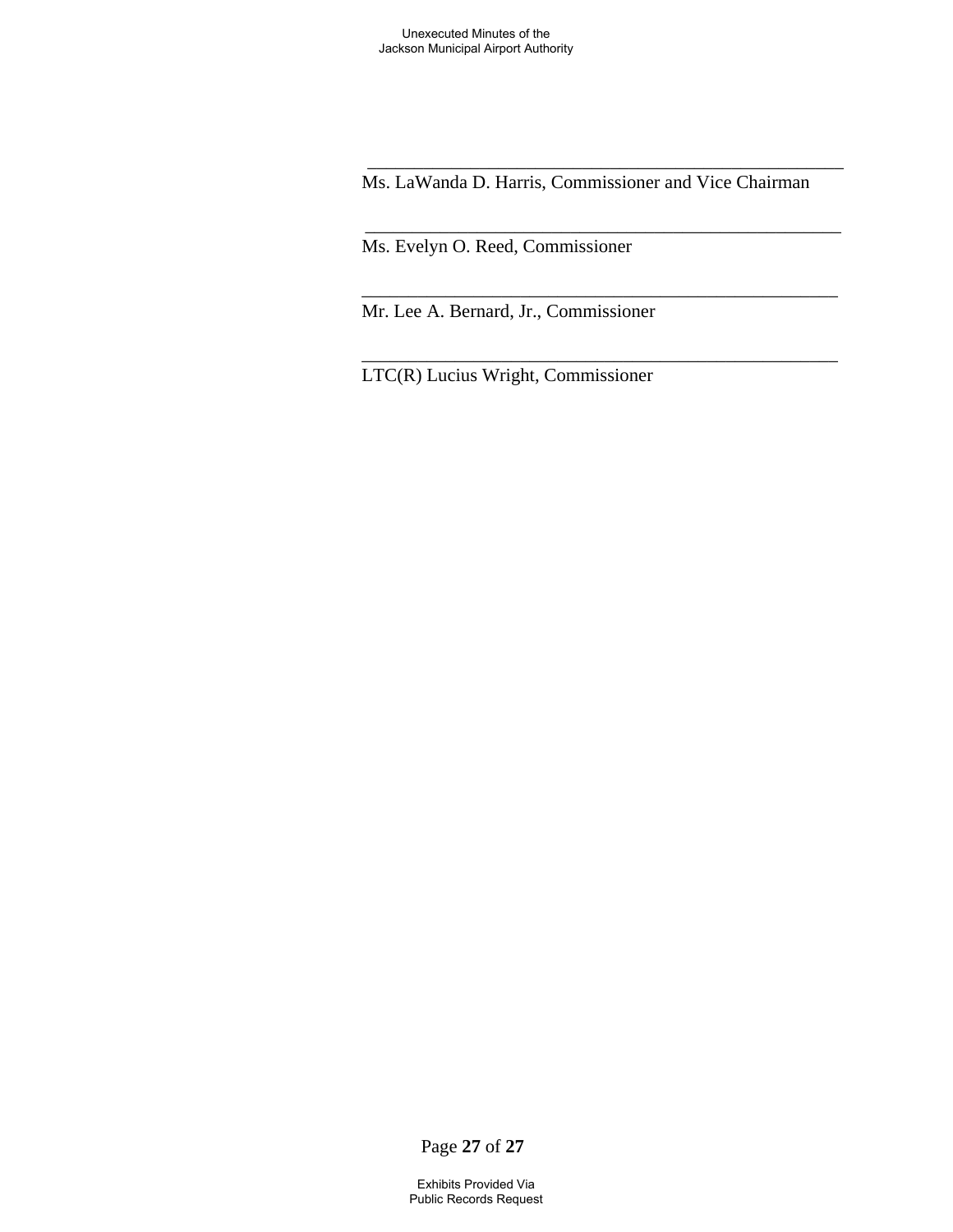\_\_\_\_\_\_\_\_\_\_\_\_\_\_\_\_\_\_\_\_\_\_\_\_\_\_\_\_\_\_\_\_\_\_\_\_\_\_\_\_\_\_\_\_\_\_\_\_\_\_\_\_

Ms. LaWanda D. Harris, Commissioner and Vice Chairman

\_\_\_\_\_\_\_\_\_\_\_\_\_\_\_\_\_\_\_\_\_\_\_\_\_\_\_\_\_\_\_\_\_\_\_\_\_\_\_\_\_\_\_\_\_\_\_\_\_\_\_\_

Ms. Evelyn O. Reed, Commissioner

\_\_\_\_\_\_\_\_\_\_\_\_\_\_\_\_\_\_\_\_\_\_\_\_\_\_\_\_\_\_\_\_\_\_\_\_\_\_\_\_\_\_\_\_\_\_\_\_\_\_\_\_

Mr. Lee A. Bernard, Jr., Commissioner

\_\_\_\_\_\_\_\_\_\_\_\_\_\_\_\_\_\_\_\_\_\_\_\_\_\_\_\_\_\_\_\_\_\_\_\_\_\_\_\_\_\_\_\_\_\_\_\_\_\_\_\_

LTC(R) Lucius Wright, Commissioner